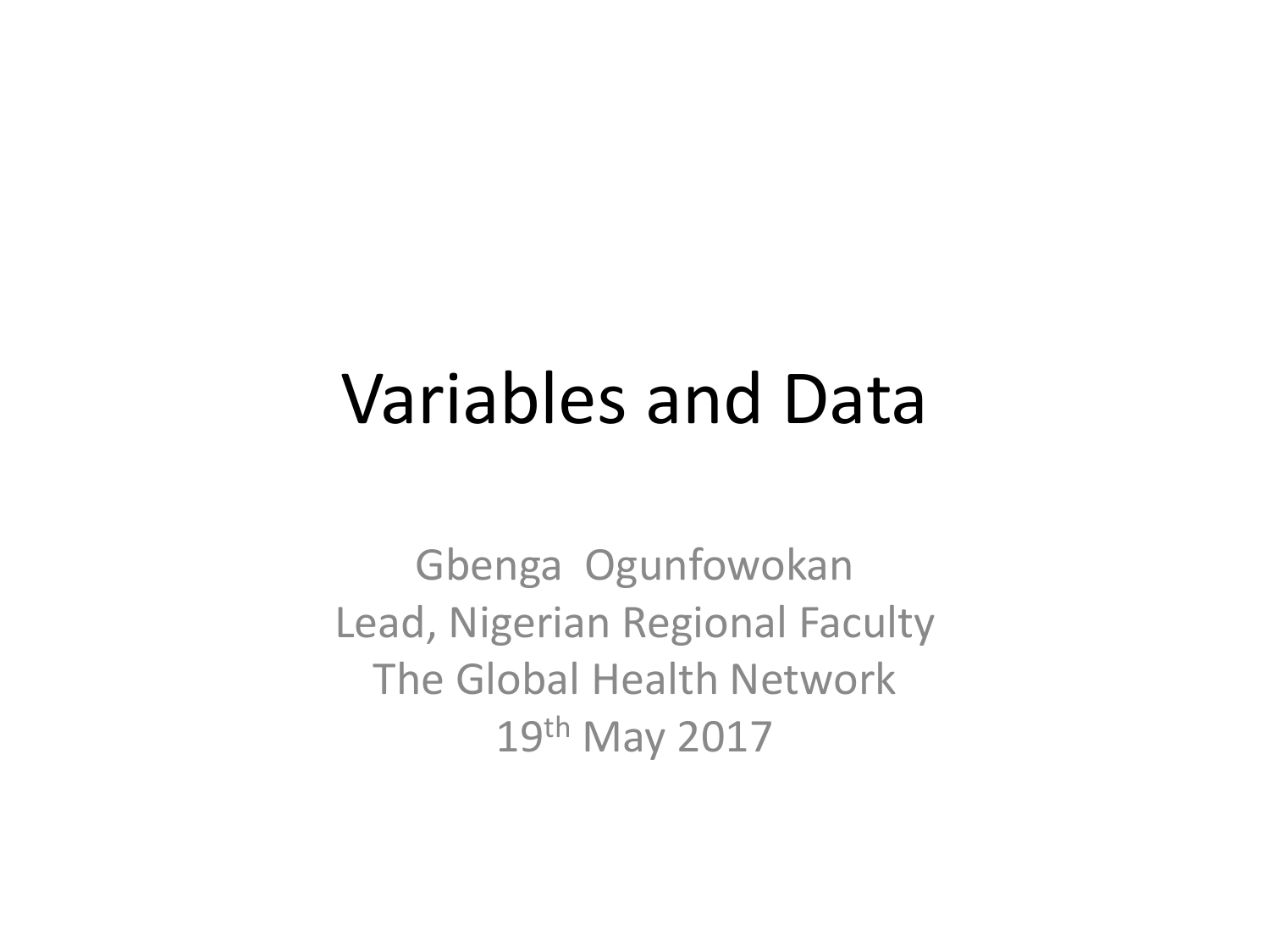# Variables and Data

Gbenga Ogunfowokan
Lead, Nigerian Regional Faculty
The Global Health Network
19th May 2017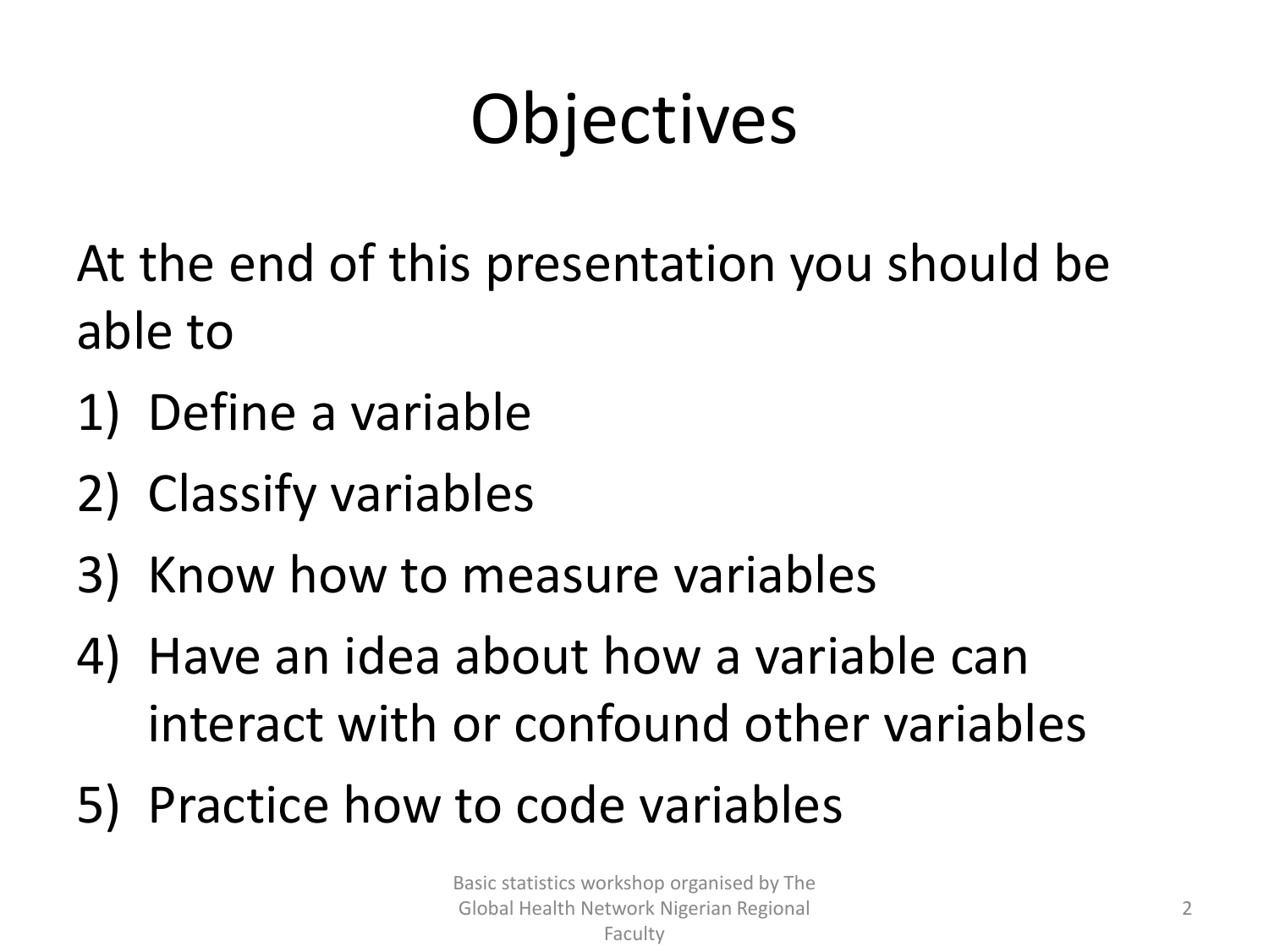# Objectives

At the end of this presentation you should be able to

1) Define a variable
2) Classify variables
3) Know how to measure variables
4) Have an idea about how a variable can interact with or confound other variables
5) Practice how to code variables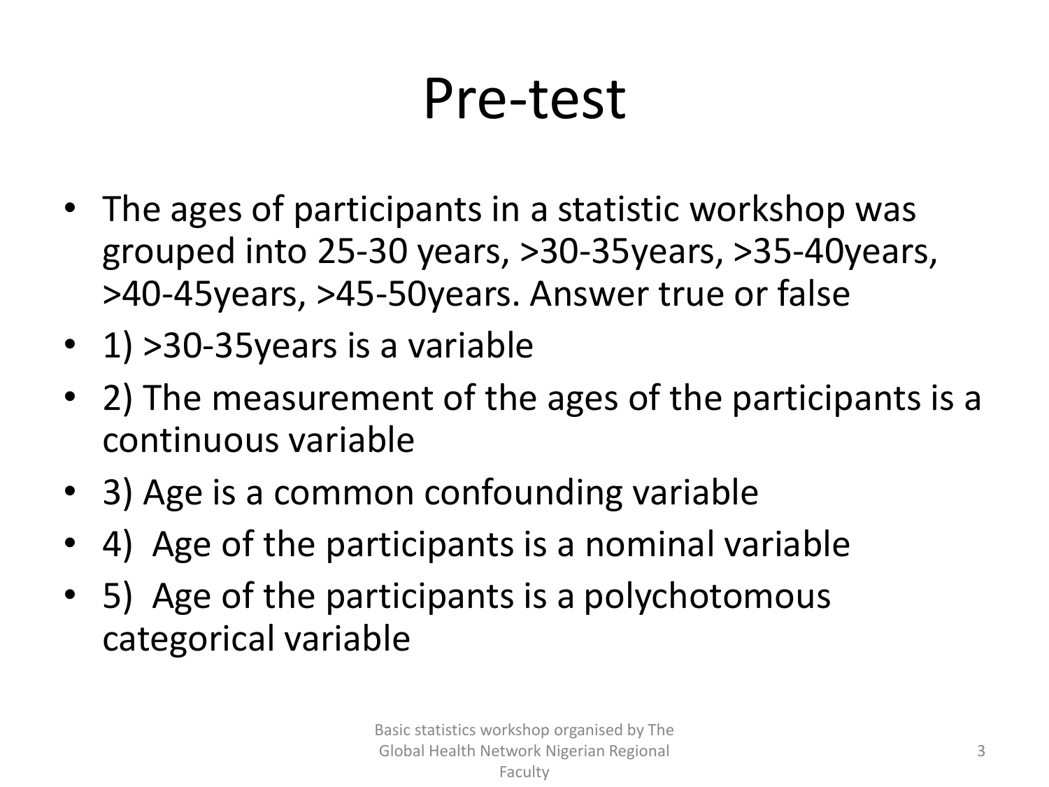# Pre-test

- The ages of participants in a statistic workshop was grouped into 25-30 years, >30-35years, >35-40years, >40-45years, >45-50years. Answer true or false
- 1) >30-35years is a variable
- 2) The measurement of the ages of the participants is a continuous variable
- 3) Age is a common confounding variable
- 4) Age of the participants is a nominal variable
- 5) Age of the participants is a polychotomous categorical variable

Basic statistics workshop organised by The Global Health Network Nigerian Regional Faculty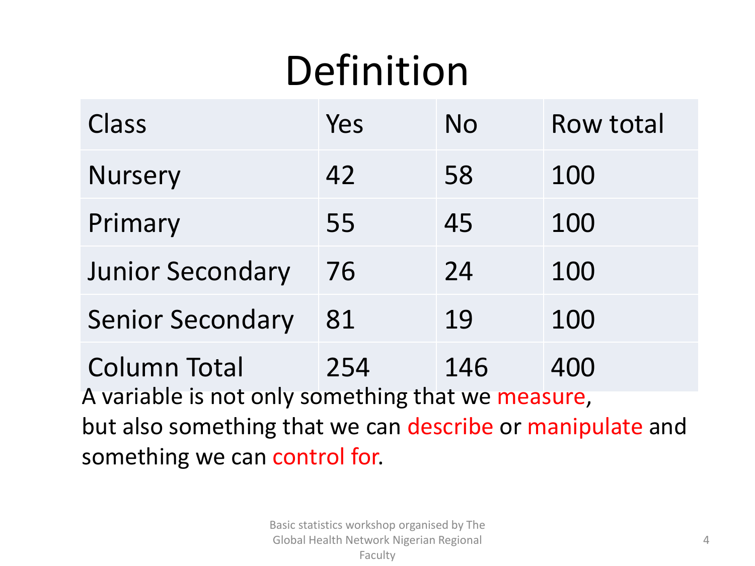# Definition

| Class | Yes | No | Row total |
|---|---|---|---|
| Nursery | 42 | 58 | 100 |
| Primary | 55 | 45 | 100 |
| Junior Secondary | 76 | 24 | 100 |
| Senior Secondary | 81 | 19 | 100 |
| Column Total | 254 | 146 | 400 |

A variable is not only something that we measure, but also something that we can describe or manipulate and something we can control for.

Basic statistics workshop organised by The Global Health Network Nigerian Regional Faculty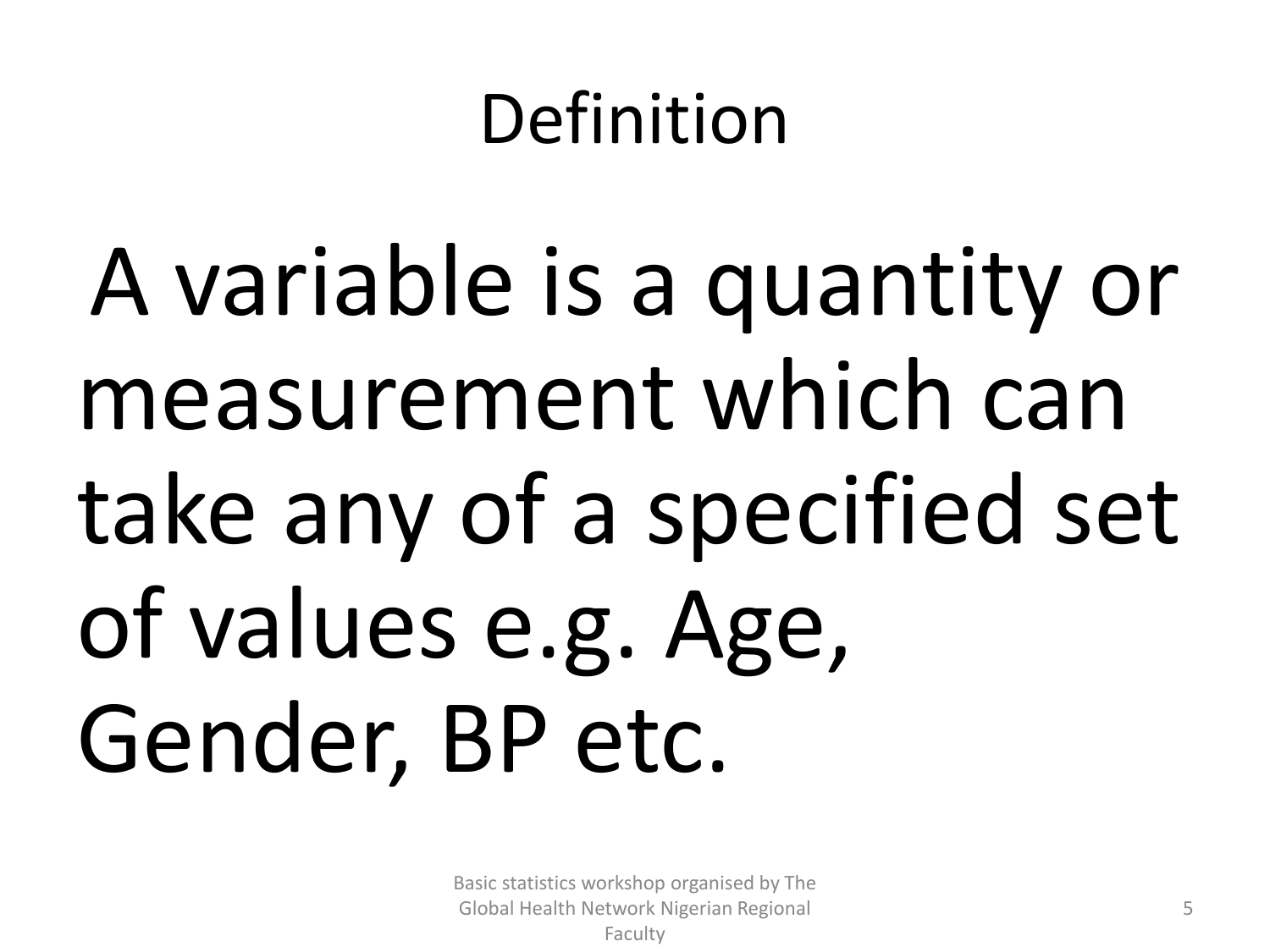# Definition

A variable is a quantity or measurement which can take any of a specified set of values e.g. Age, Gender, BP etc.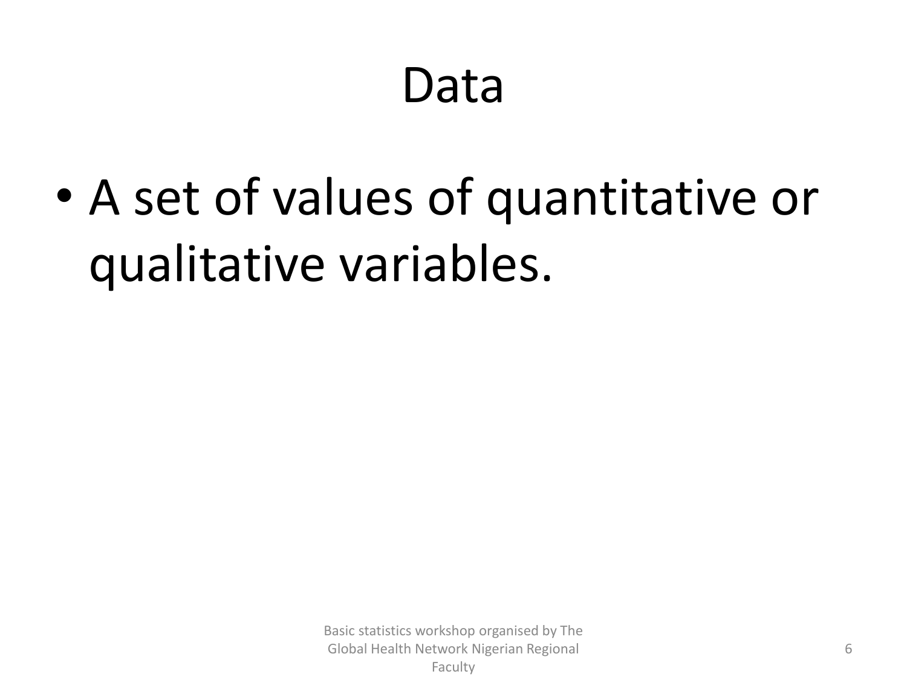# Data

- A set of values of quantitative or qualitative variables.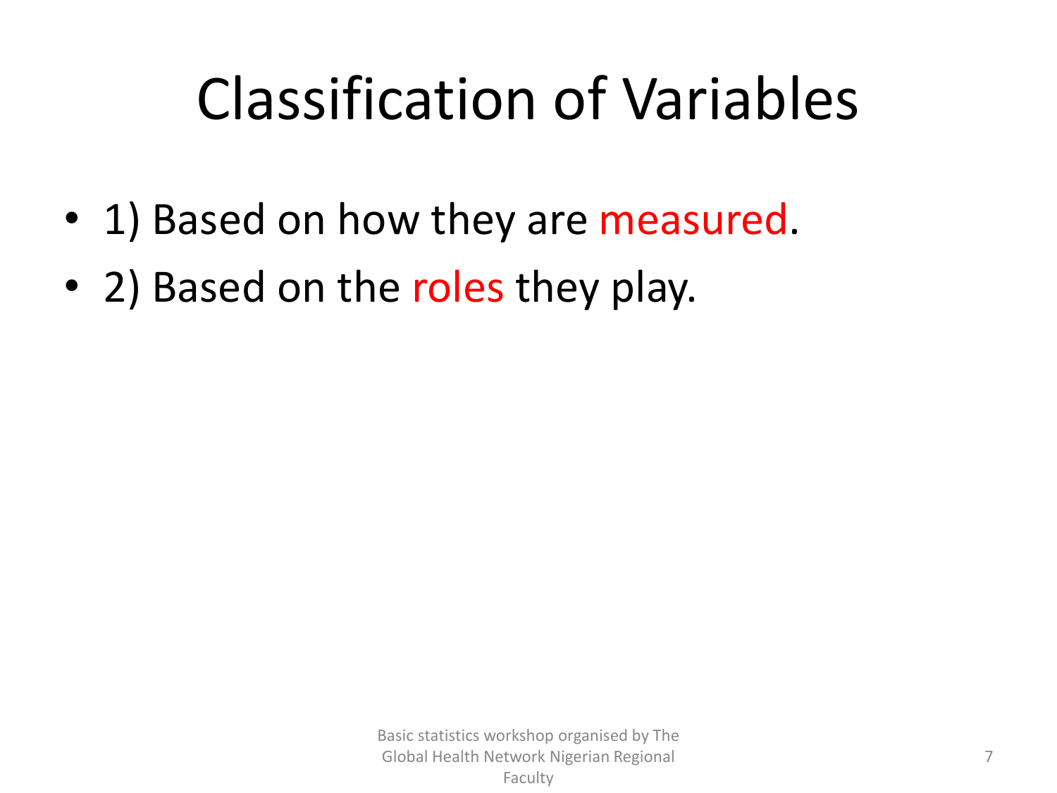# Classification of Variables

- 1) Based on how they are measured.
- 2) Based on the roles they play.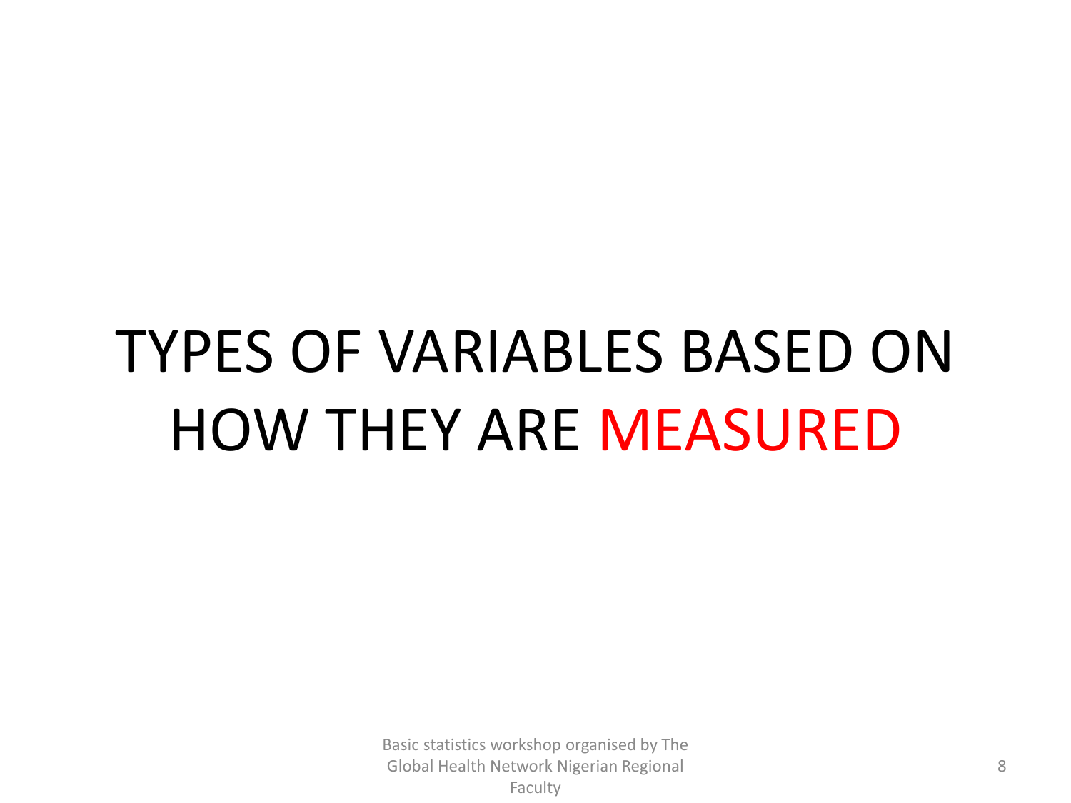# TYPES OF VARIABLES BASED ON HOW THEY ARE MEASURED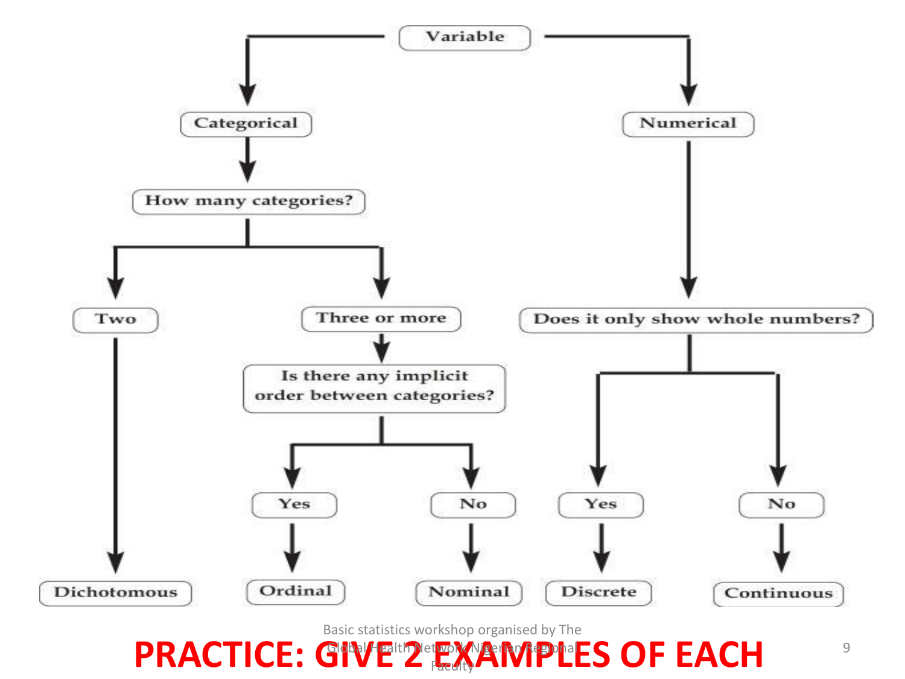Variable

- **Categorical**
  - How many categories?
    - Two → **Dichotomous**
    - Three or more
      - Is there any implicit order between categories?
        - Yes → **Ordinal**
        - No → **Nominal**
- **Numerical**
  - Does it only show whole numbers?
    - Yes → **Discrete**
    - No → **Continuous**

Basic statistics workshop organised by The Global Health Network Nigerian Regional Faculty

**PRACTICE: GIVE 2 EXAMPLES OF EACH**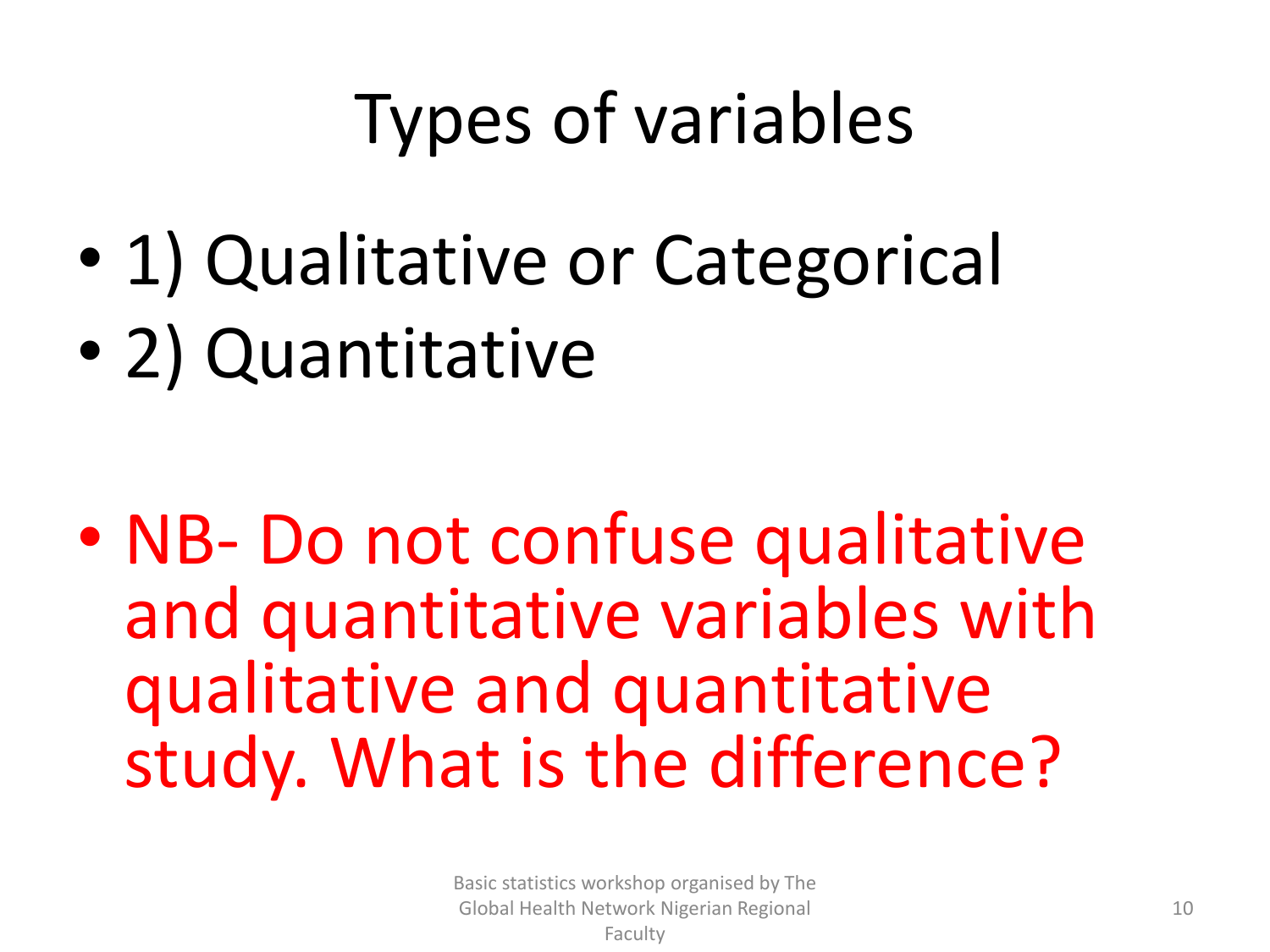# Types of variables

- 1) Qualitative or Categorical
- 2) Quantitative

- NB- Do not confuse qualitative and quantitative variables with qualitative and quantitative study. What is the difference?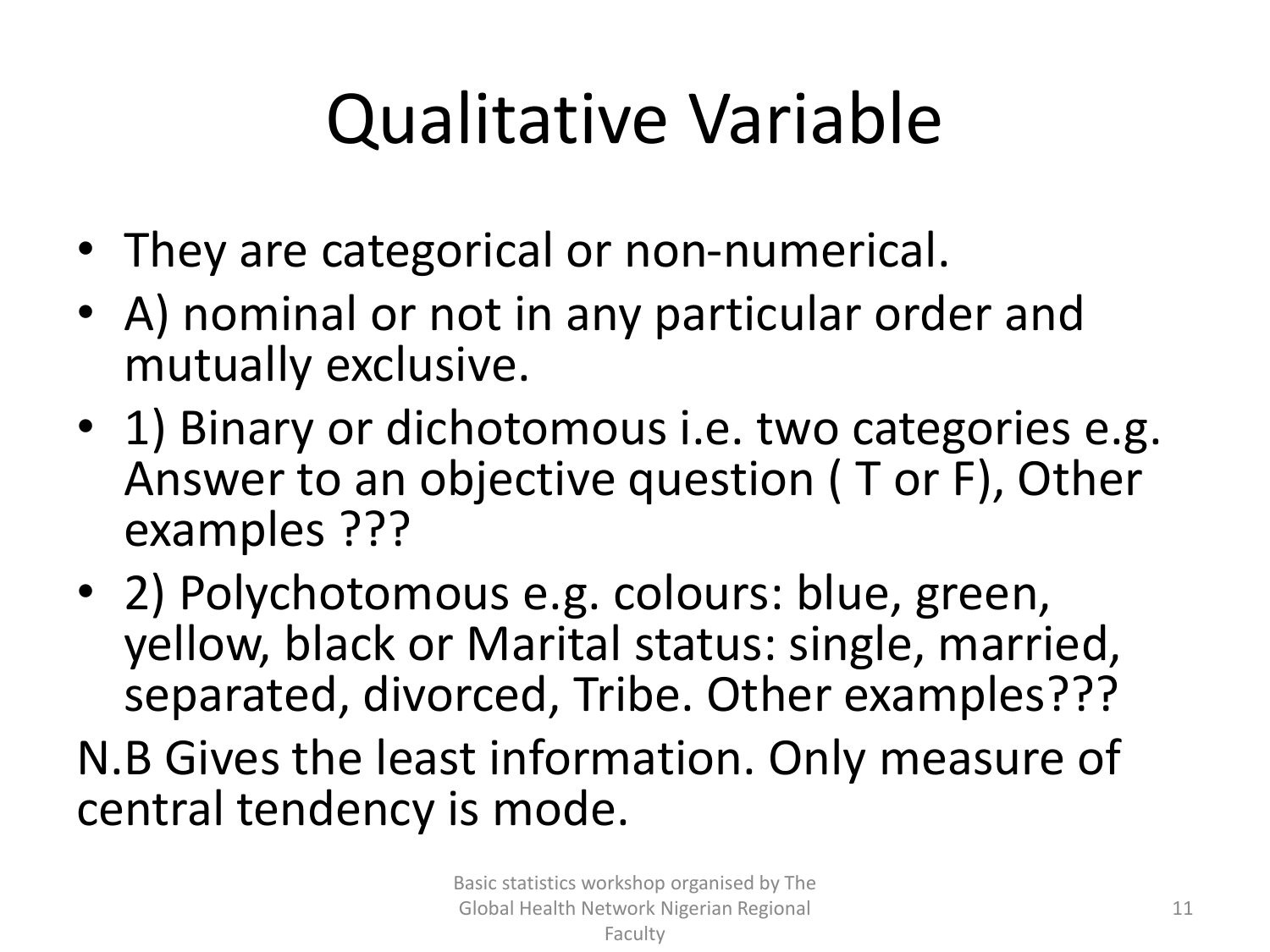# Qualitative Variable

- They are categorical or non-numerical.
- A) nominal or not in any particular order and mutually exclusive.
- 1) Binary or dichotomous i.e. two categories e.g. Answer to an objective question ( T or F), Other examples ???
- 2) Polychotomous e.g. colours: blue, green, yellow, black or Marital status: single, married, separated, divorced, Tribe. Other examples???

N.B Gives the least information. Only measure of central tendency is mode.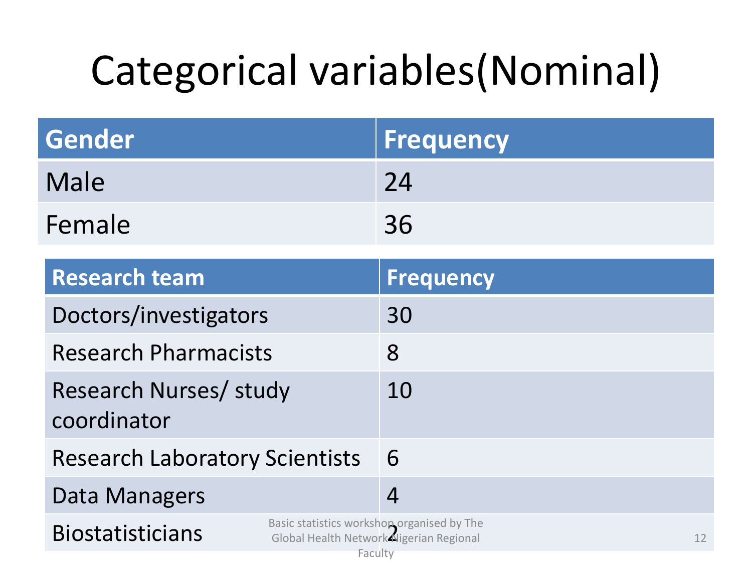# Categorical variables(Nominal)

| Gender | Frequency |
|---|---|
| Male | 24 |
| Female | 36 |

| Research team | Frequency |
|---|---|
| Doctors/investigators | 30 |
| Research Pharmacists | 8 |
| Research Nurses/ study coordinator | 10 |
| Research Laboratory Scientists | 6 |
| Data Managers | 4 |
| Biostatisticians | 2 |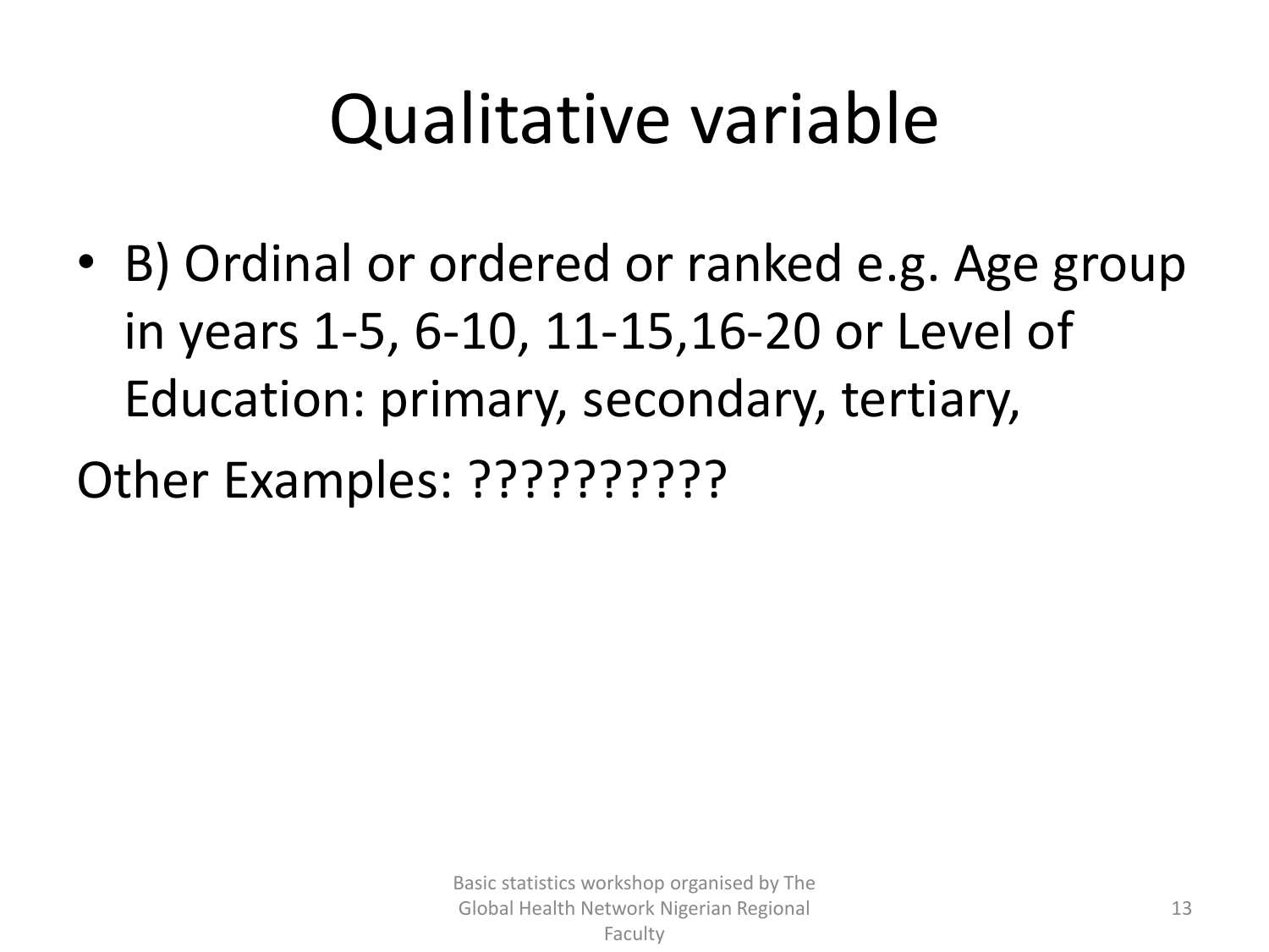# Qualitative variable

- B) Ordinal or ordered or ranked e.g. Age group in years 1-5, 6-10, 11-15,16-20 or Level of Education: primary, secondary, tertiary,

Other Examples: ??????????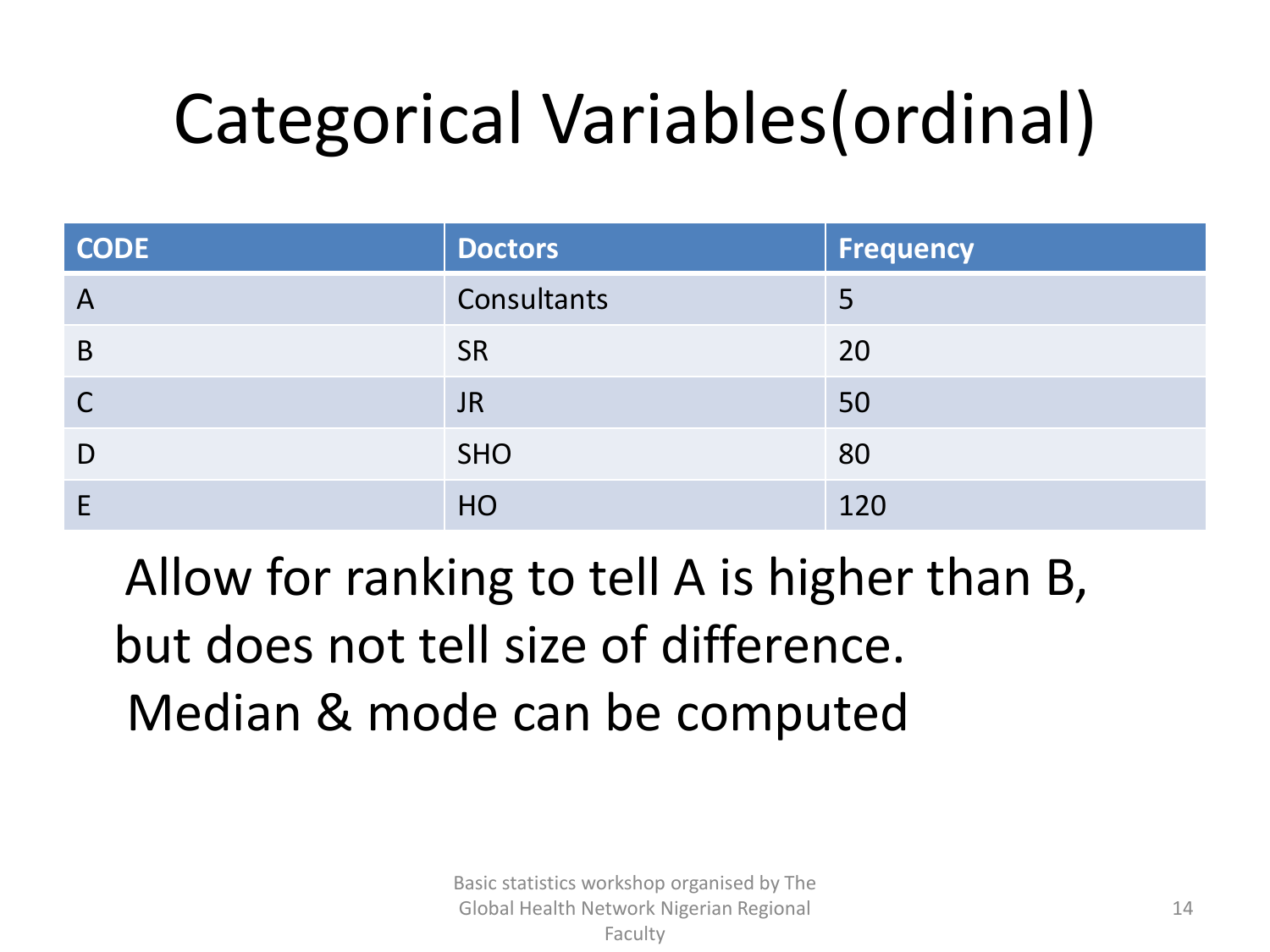# Categorical Variables(ordinal)

| CODE | Doctors | Frequency |
|---|---|---|
| A | Consultants | 5 |
| B | SR | 20 |
| C | JR | 50 |
| D | SHO | 80 |
| E | HO | 120 |

Allow for ranking to tell A is higher than B, but does not tell size of difference.

Median & mode can be computed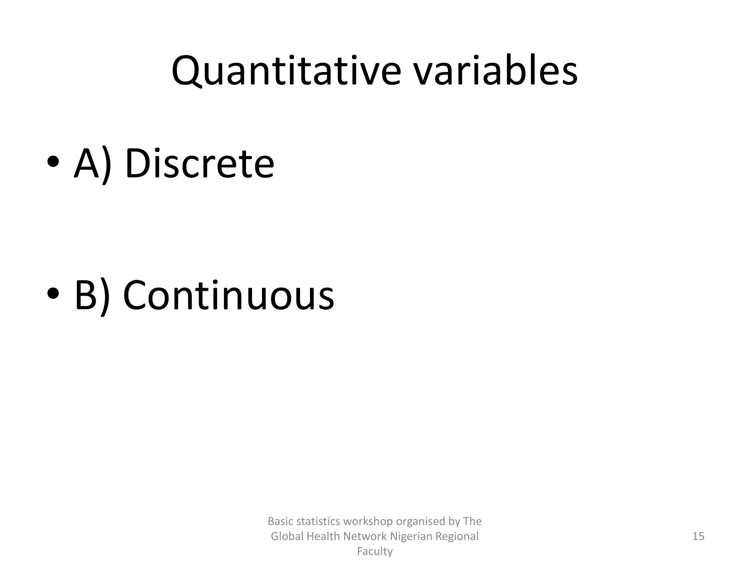# Quantitative variables

- A) Discrete

- B) Continuous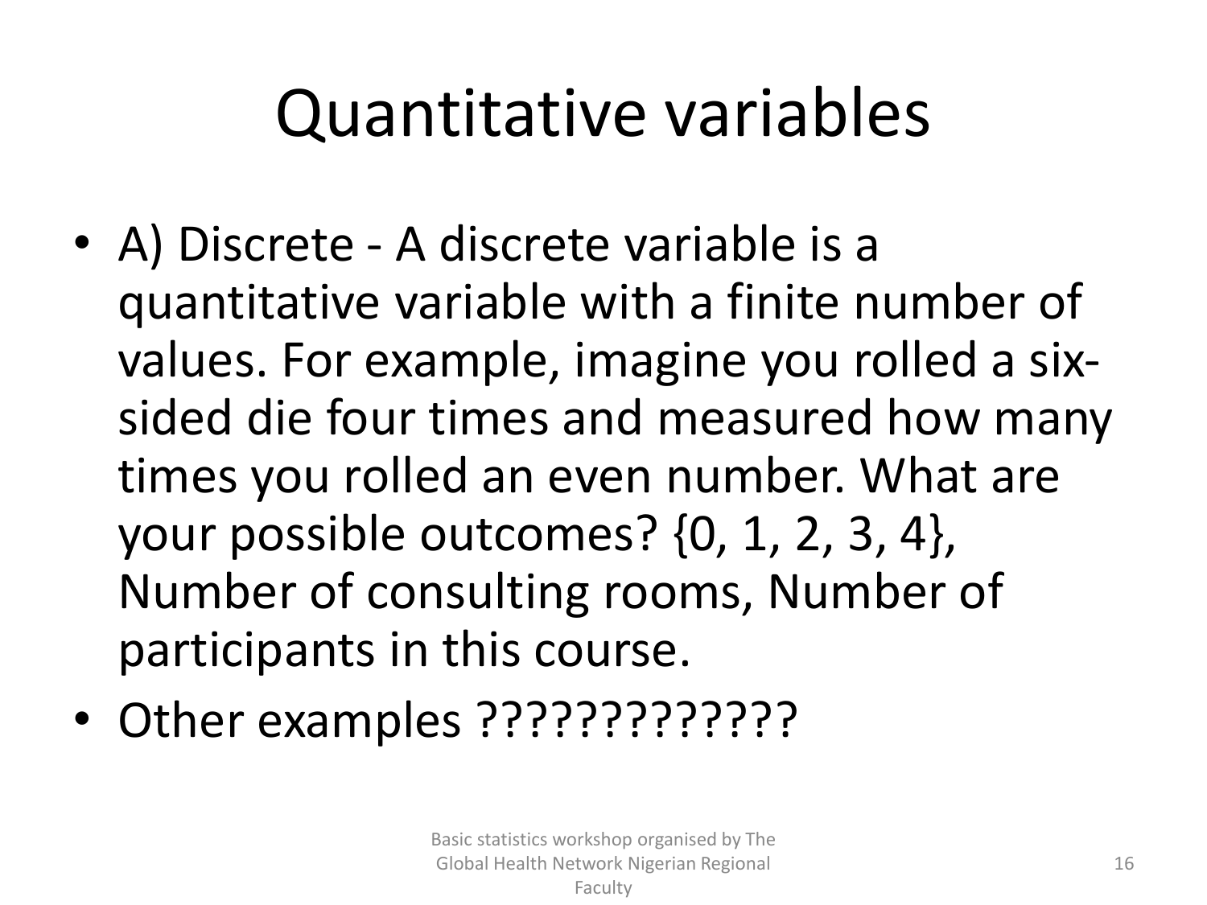# Quantitative variables

- A) Discrete - A discrete variable is a quantitative variable with a finite number of values. For example, imagine you rolled a six-sided die four times and measured how many times you rolled an even number. What are your possible outcomes? {0, 1, 2, 3, 4}, Number of consulting rooms, Number of participants in this course.
- Other examples ?????????????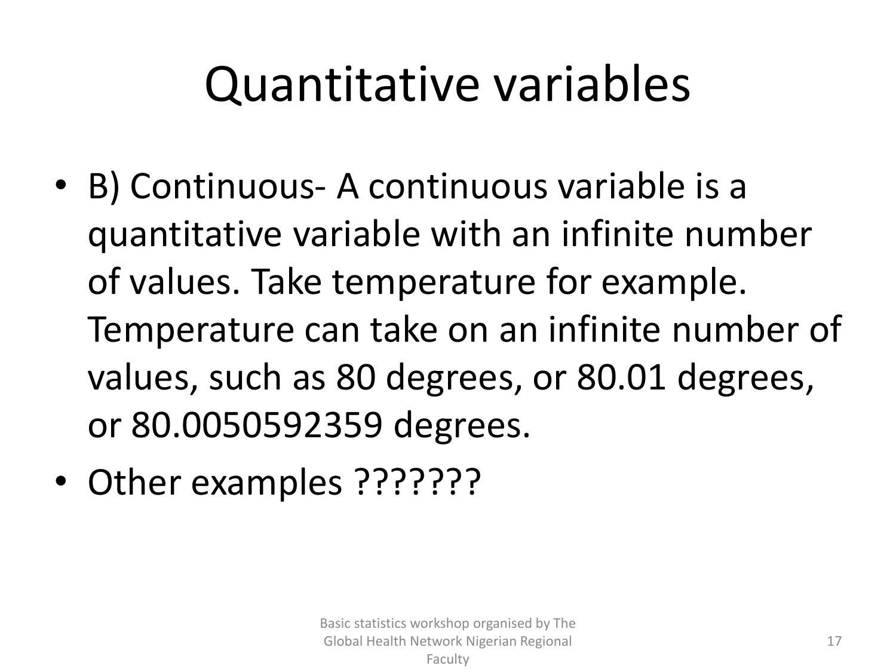# Quantitative variables

- B) Continuous- A continuous variable is a quantitative variable with an infinite number of values. Take temperature for example. Temperature can take on an infinite number of values, such as 80 degrees, or 80.01 degrees, or 80.0050592359 degrees.
- Other examples ???????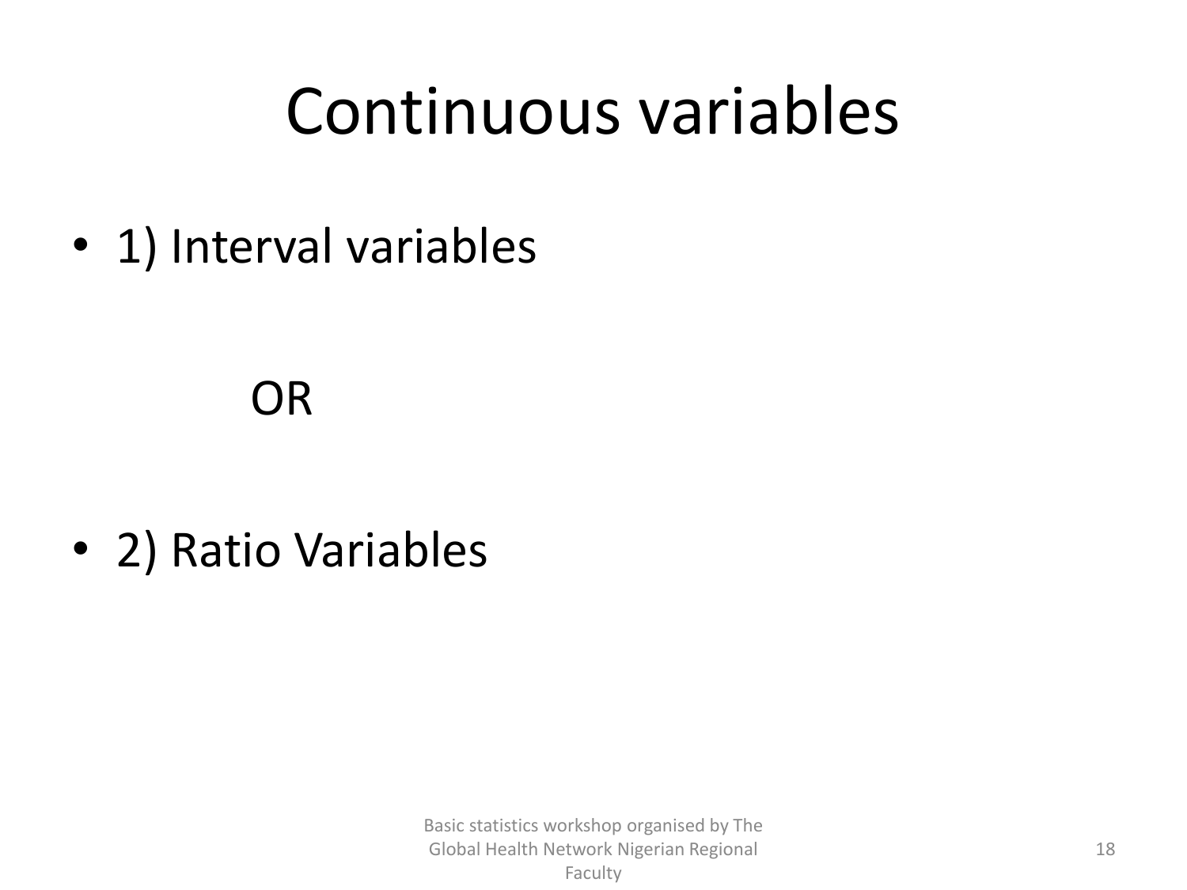# Continuous variables

- 1) Interval variables

OR

- 2) Ratio Variables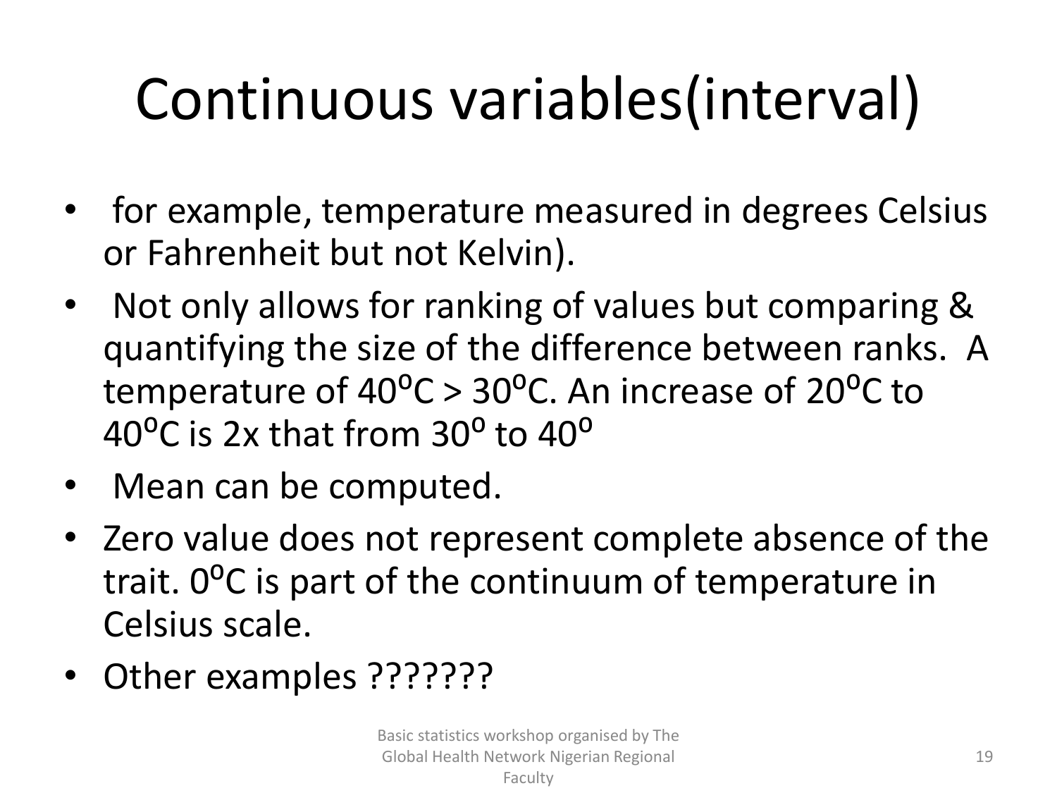# Continuous variables(interval)

- for example, temperature measured in degrees Celsius or Fahrenheit but not Kelvin).
- Not only allows for ranking of values but comparing & quantifying the size of the difference between ranks. A temperature of $40^{o}C > 30^{o}C$. An increase of $20^{o}C$ to $40^{o}C$ is 2x that from $30^{o}$ to $40^{o}$
- Mean can be computed.
- Zero value does not represent complete absence of the trait. $0^{o}C$ is part of the continuum of temperature in Celsius scale.
- Other examples ???????

Basic statistics workshop organised by The Global Health Network Nigerian Regional Faculty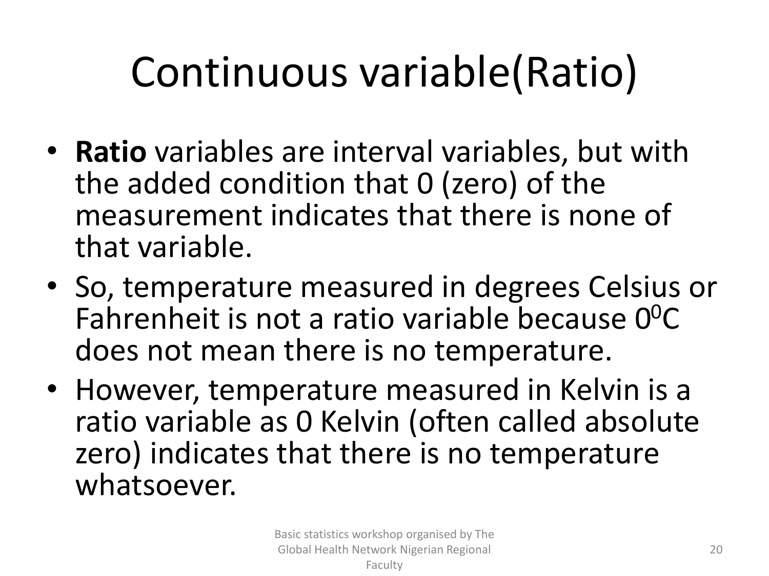# Continuous variable(Ratio)

- **Ratio** variables are interval variables, but with the added condition that 0 (zero) of the measurement indicates that there is none of that variable.
- So, temperature measured in degrees Celsius or Fahrenheit is not a ratio variable because $0^0$C does not mean there is no temperature.
- However, temperature measured in Kelvin is a ratio variable as 0 Kelvin (often called absolute zero) indicates that there is no temperature whatsoever.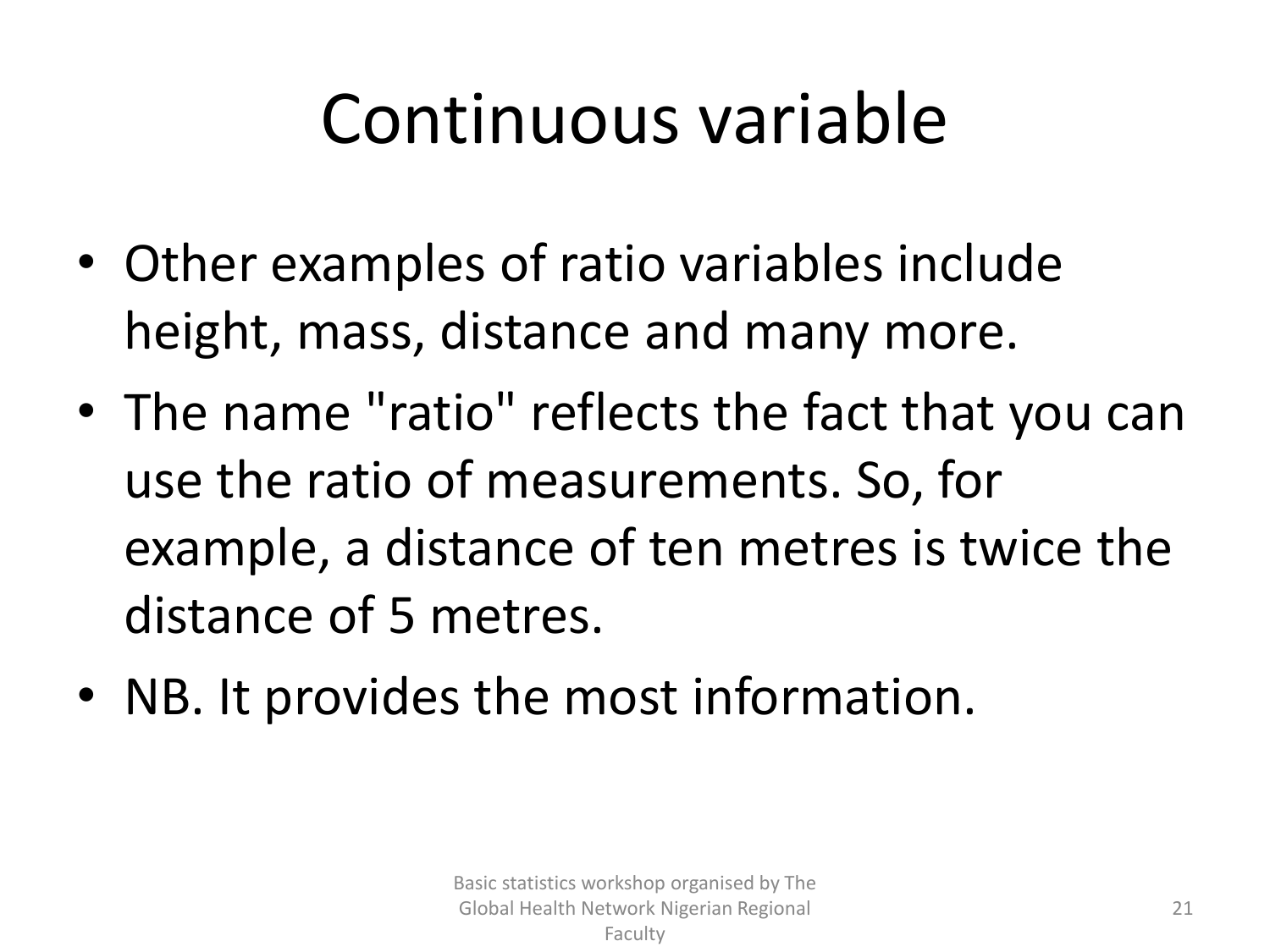# Continuous variable

- Other examples of ratio variables include height, mass, distance and many more.
- The name "ratio" reflects the fact that you can use the ratio of measurements. So, for example, a distance of ten metres is twice the distance of 5 metres.
- NB. It provides the most information.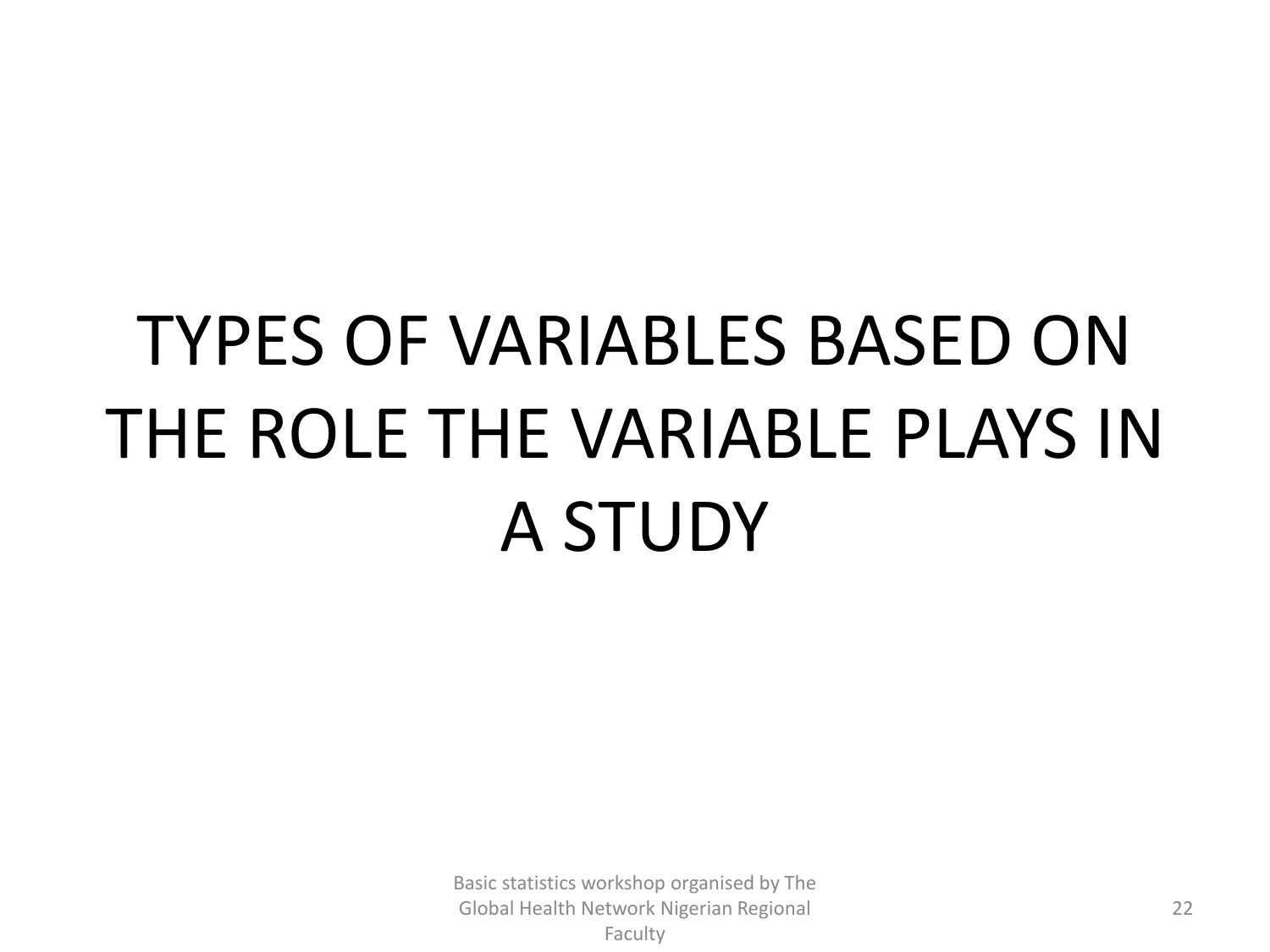# TYPES OF VARIABLES BASED ON THE ROLE THE VARIABLE PLAYS IN A STUDY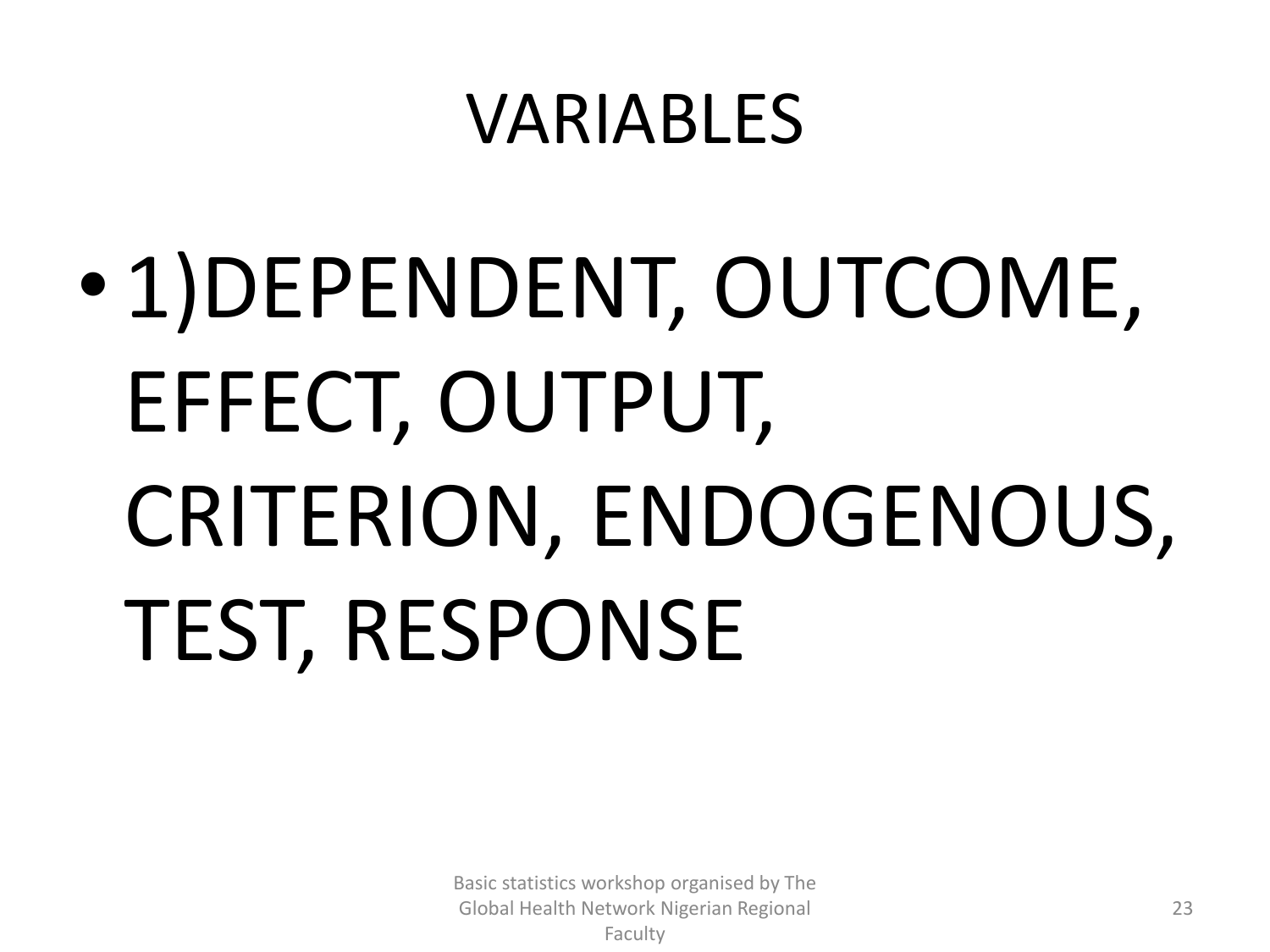# VARIABLES

- 1)DEPENDENT, OUTCOME, EFFECT, OUTPUT, CRITERION, ENDOGENOUS, TEST, RESPONSE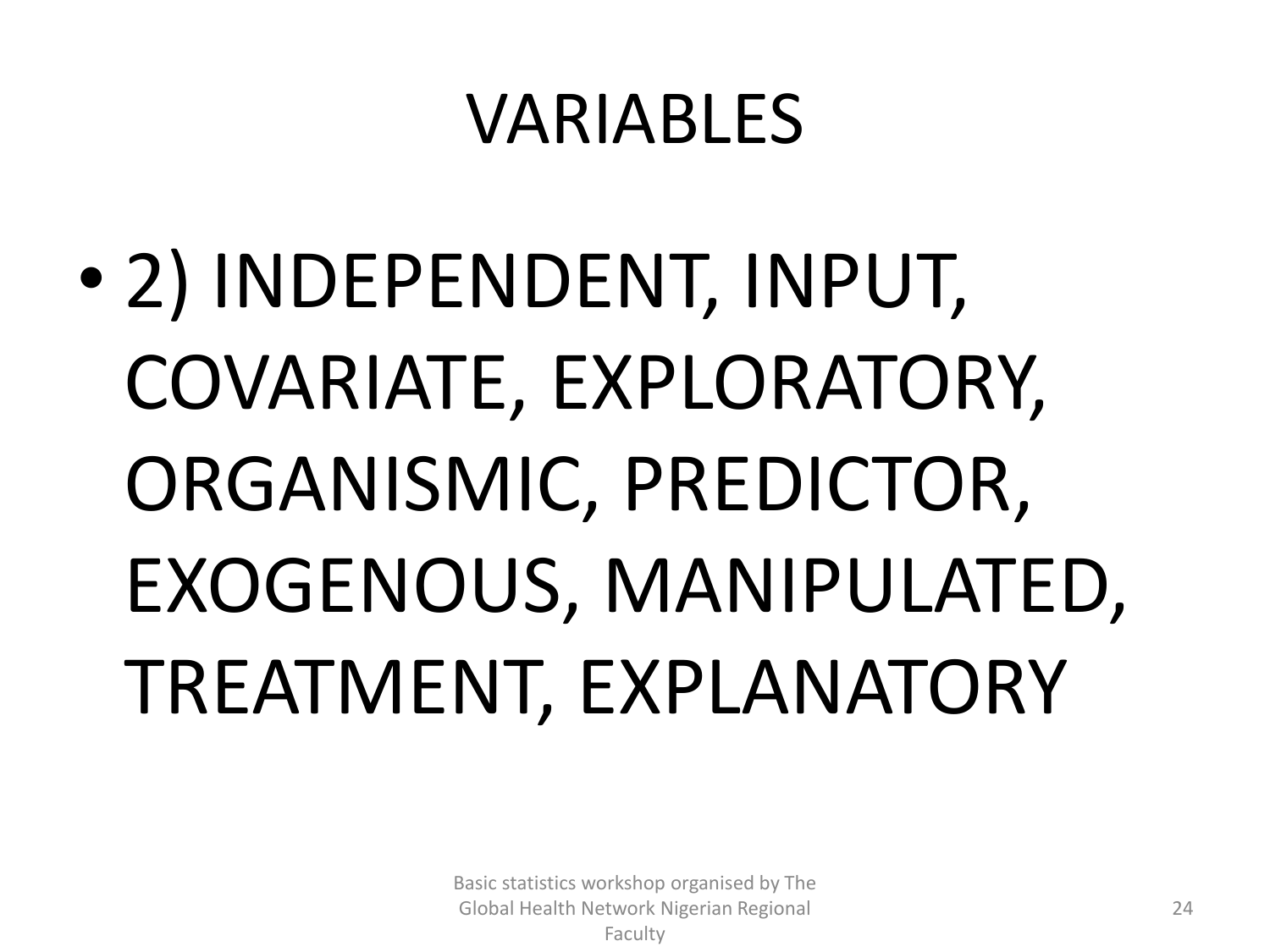# VARIABLES

- 2) INDEPENDENT, INPUT, COVARIATE, EXPLORATORY, ORGANISMIC, PREDICTOR, EXOGENOUS, MANIPULATED, TREATMENT, EXPLANATORY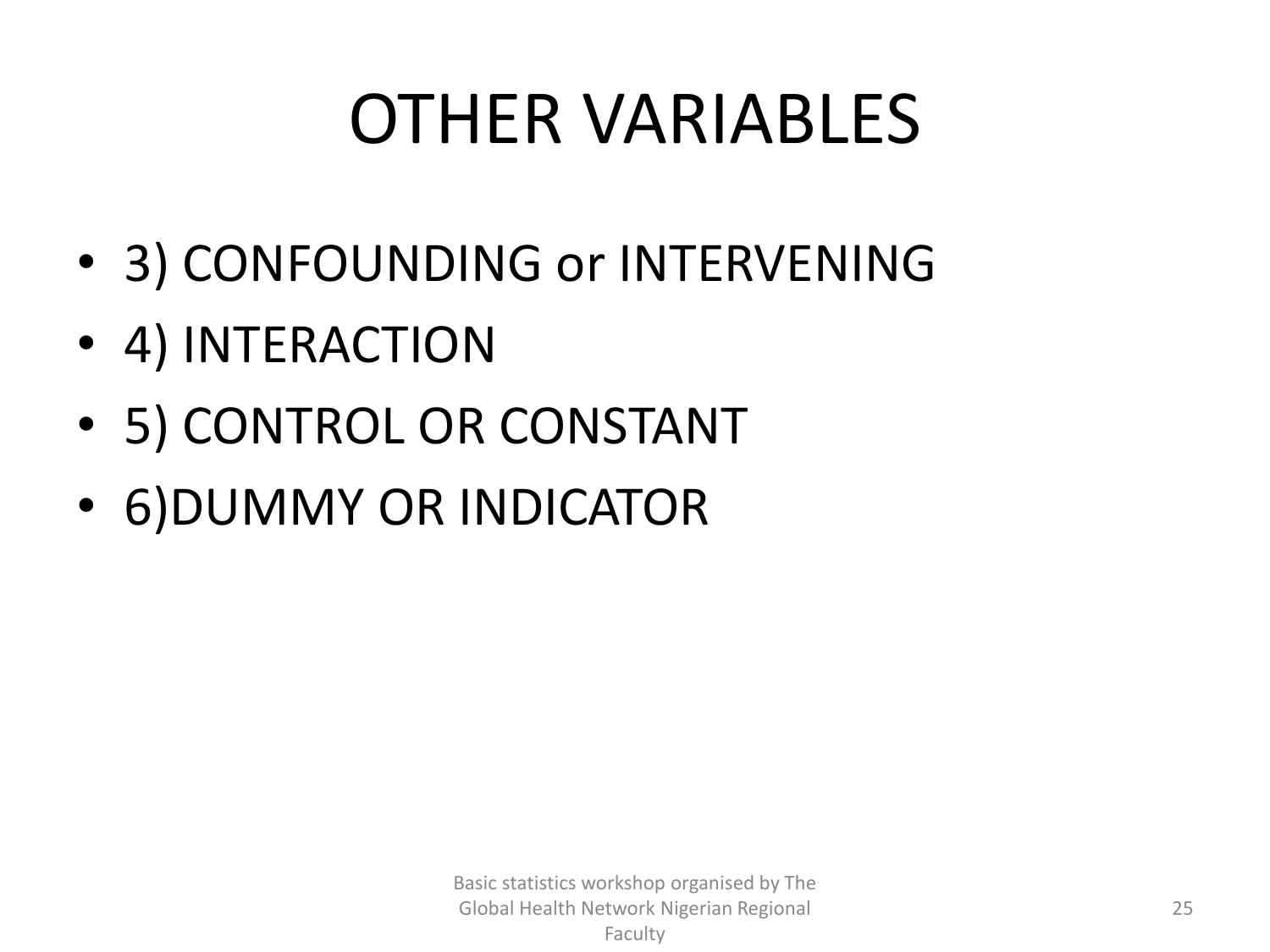# OTHER VARIABLES

- 3) CONFOUNDING or INTERVENING
- 4) INTERACTION
- 5) CONTROL OR CONSTANT
- 6)DUMMY OR INDICATOR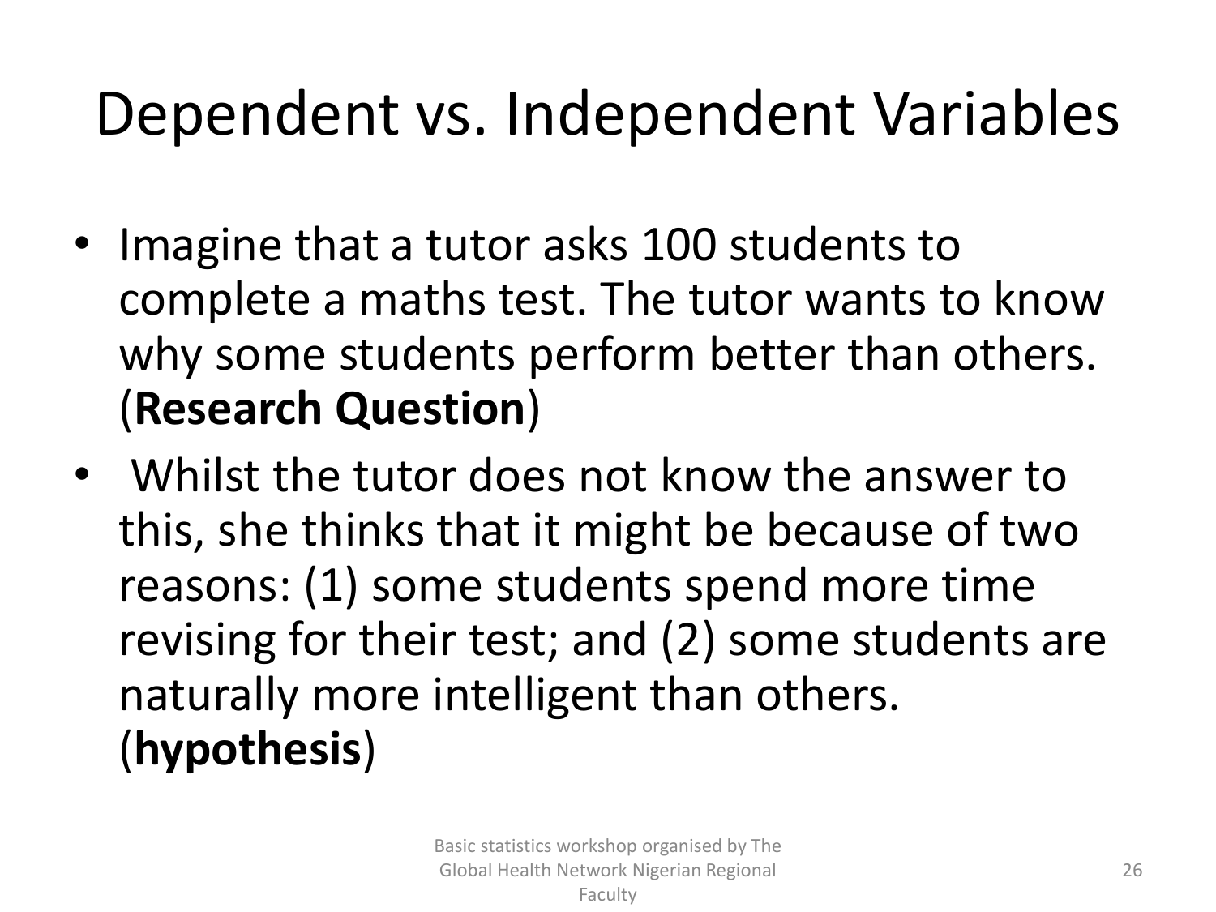# Dependent vs. Independent Variables

- Imagine that a tutor asks 100 students to complete a maths test. The tutor wants to know why some students perform better than others. (**Research Question**)
- Whilst the tutor does not know the answer to this, she thinks that it might be because of two reasons: (1) some students spend more time revising for their test; and (2) some students are naturally more intelligent than others. (**hypothesis**)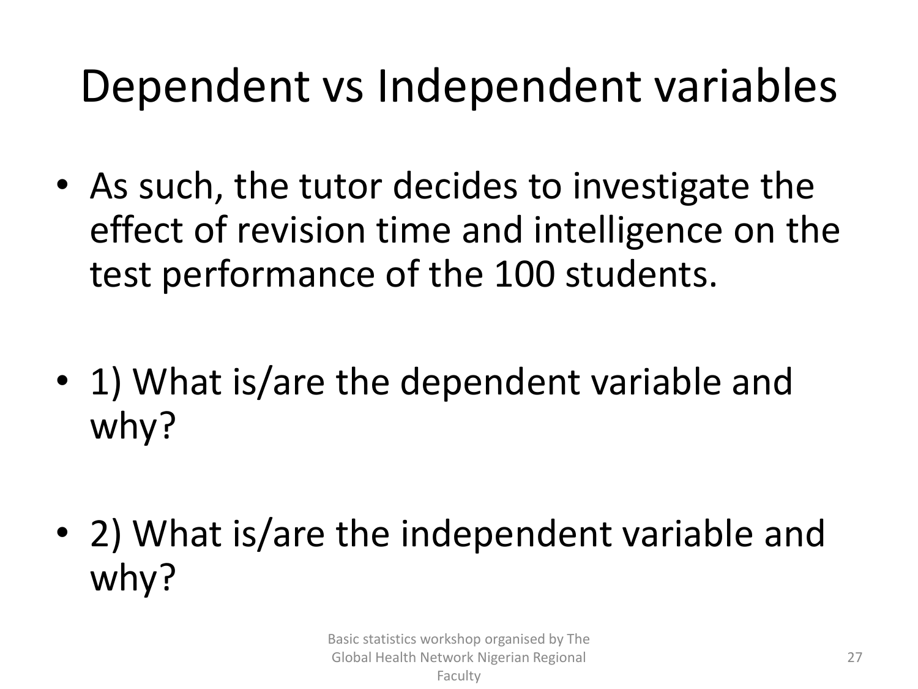# Dependent vs Independent variables

- As such, the tutor decides to investigate the effect of revision time and intelligence on the test performance of the 100 students.
- 1) What is/are the dependent variable and why?
- 2) What is/are the independent variable and why?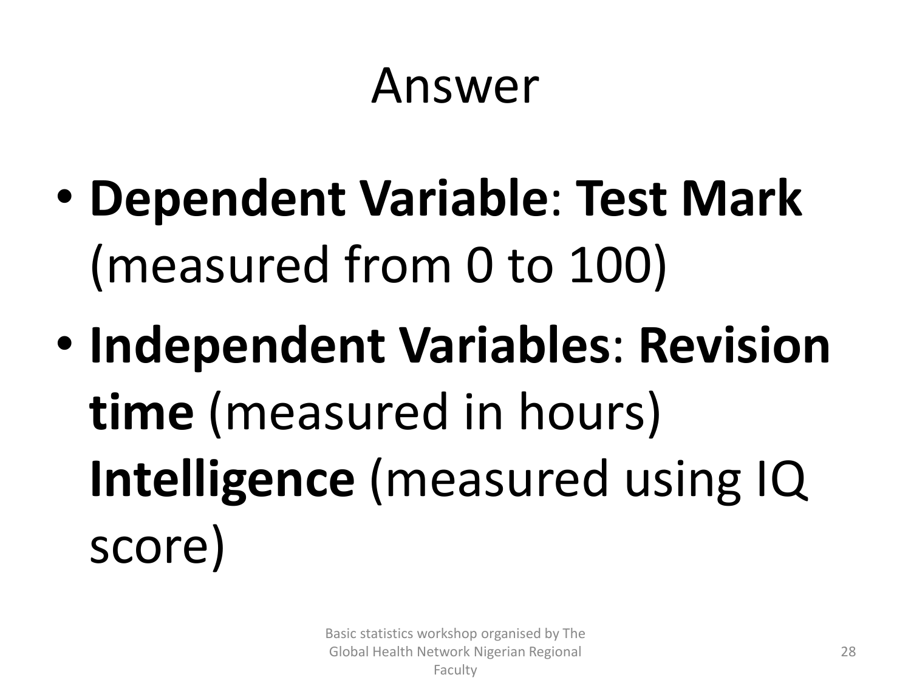# Answer

- **Dependent Variable**: **Test Mark** (measured from 0 to 100)
- **Independent Variables**: **Revision time** (measured in hours) **Intelligence** (measured using IQ score)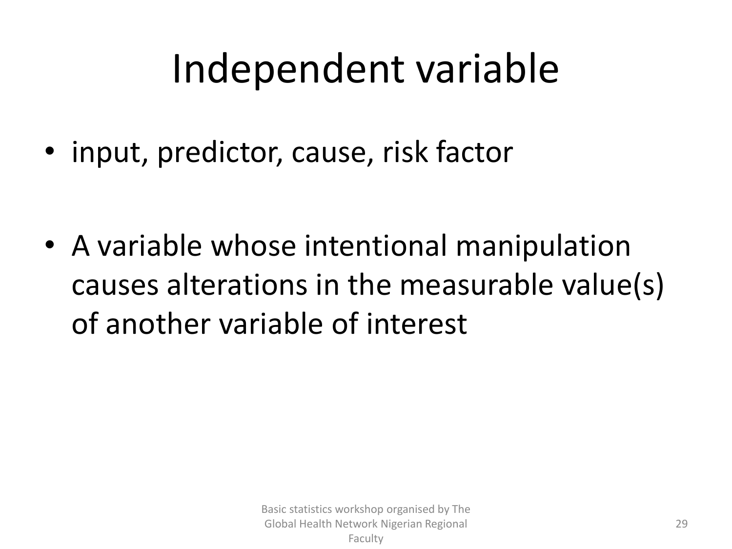# Independent variable

- input, predictor, cause, risk factor

- A variable whose intentional manipulation causes alterations in the measurable value(s) of another variable of interest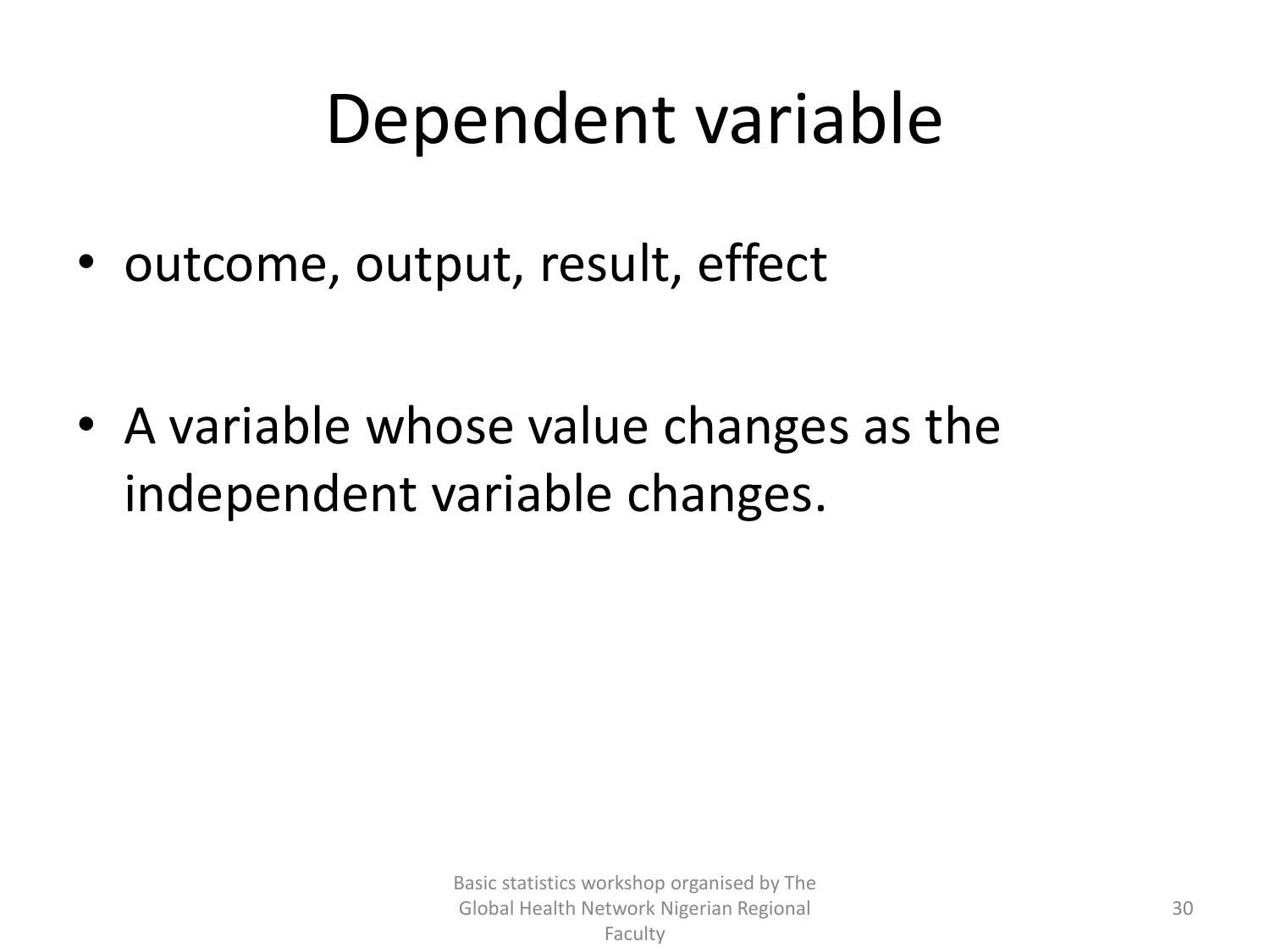# Dependent variable

- outcome, output, result, effect
- A variable whose value changes as the independent variable changes.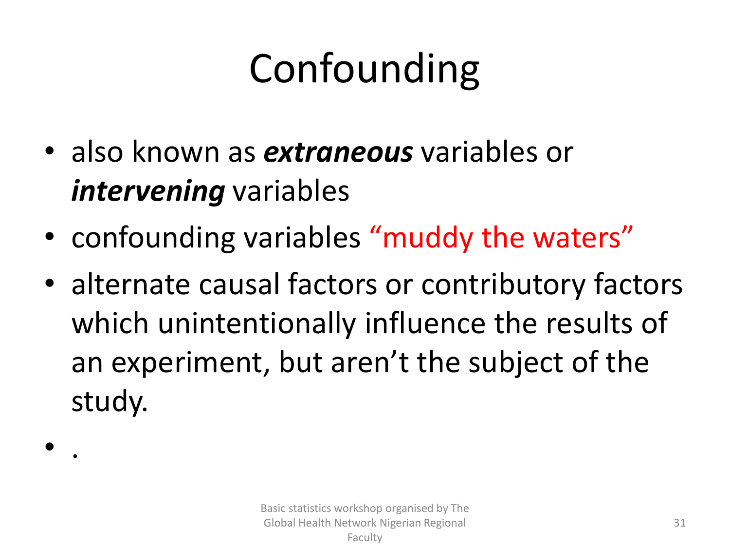# Confounding

- also known as ***extraneous*** variables or ***intervening*** variables
- confounding variables "muddy the waters"
- alternate causal factors or contributory factors which unintentionally influence the results of an experiment, but aren't the subject of the study.
- .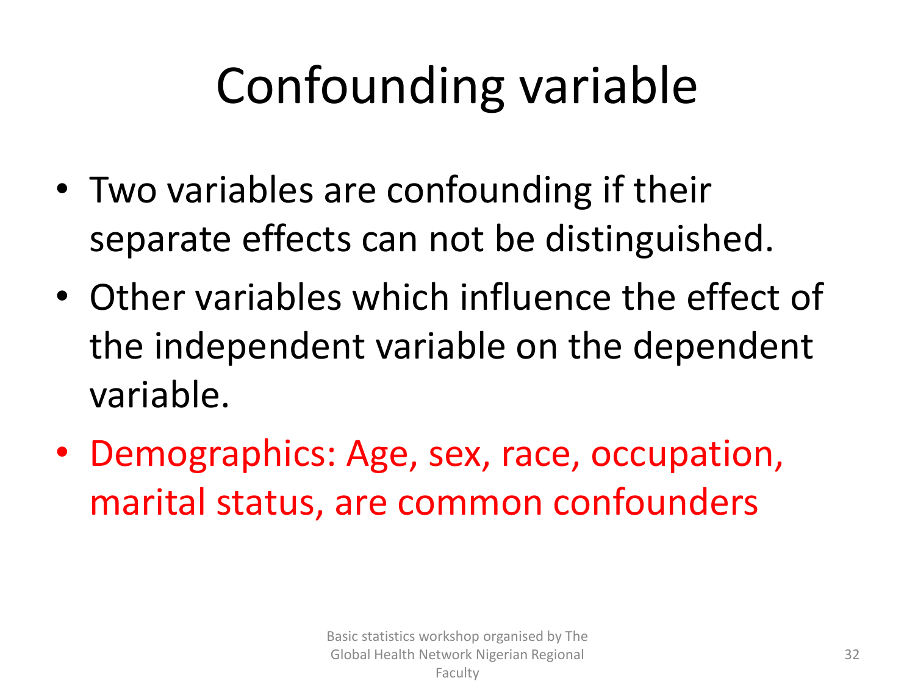# Confounding variable

- Two variables are confounding if their separate effects can not be distinguished.
- Other variables which influence the effect of the independent variable on the dependent variable.
- Demographics: Age, sex, race, occupation, marital status, are common confounders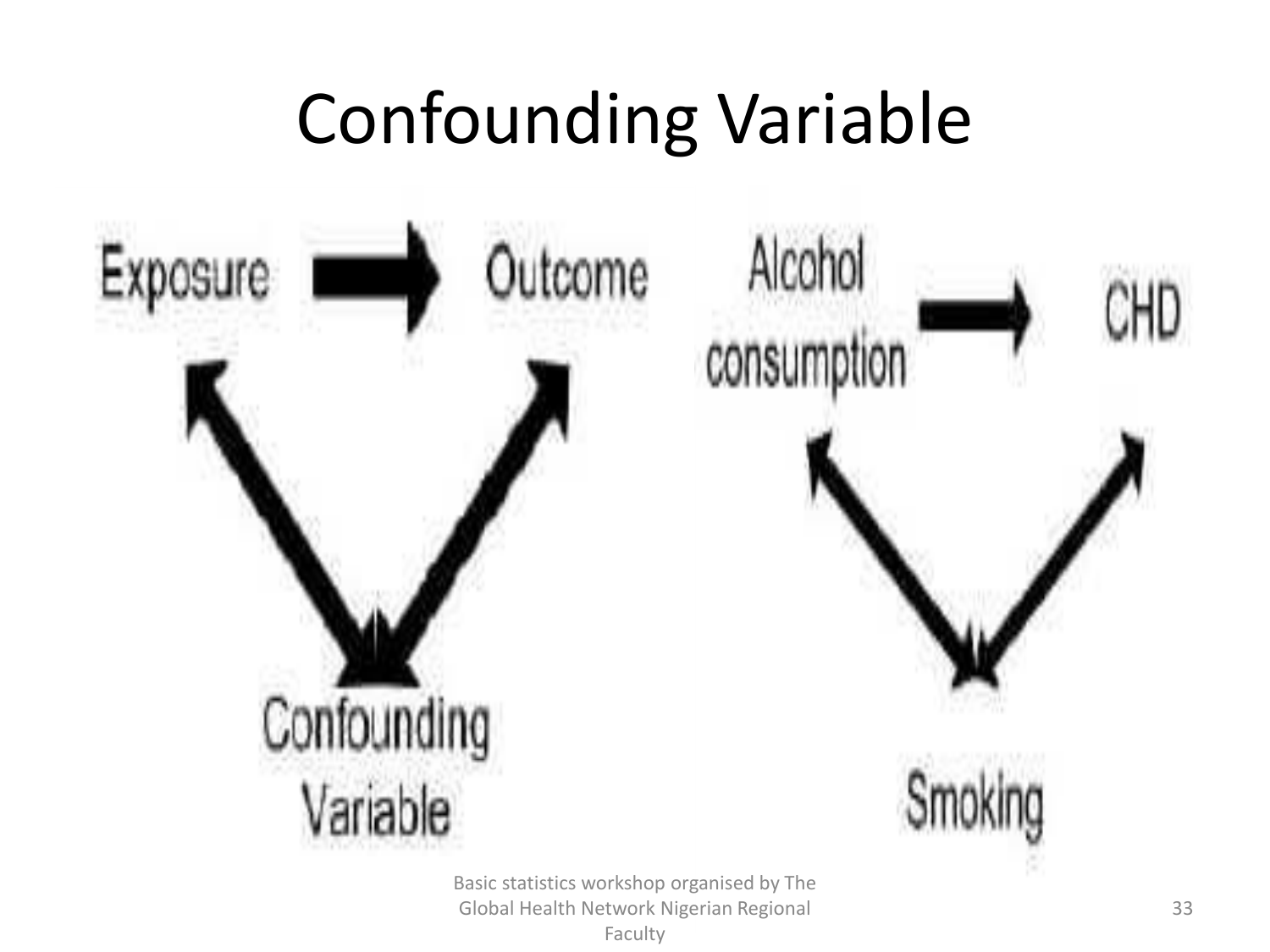# Confounding Variable

Exposure → Outcome

Confounding Variable

Alcohol consumption → CHD

Smoking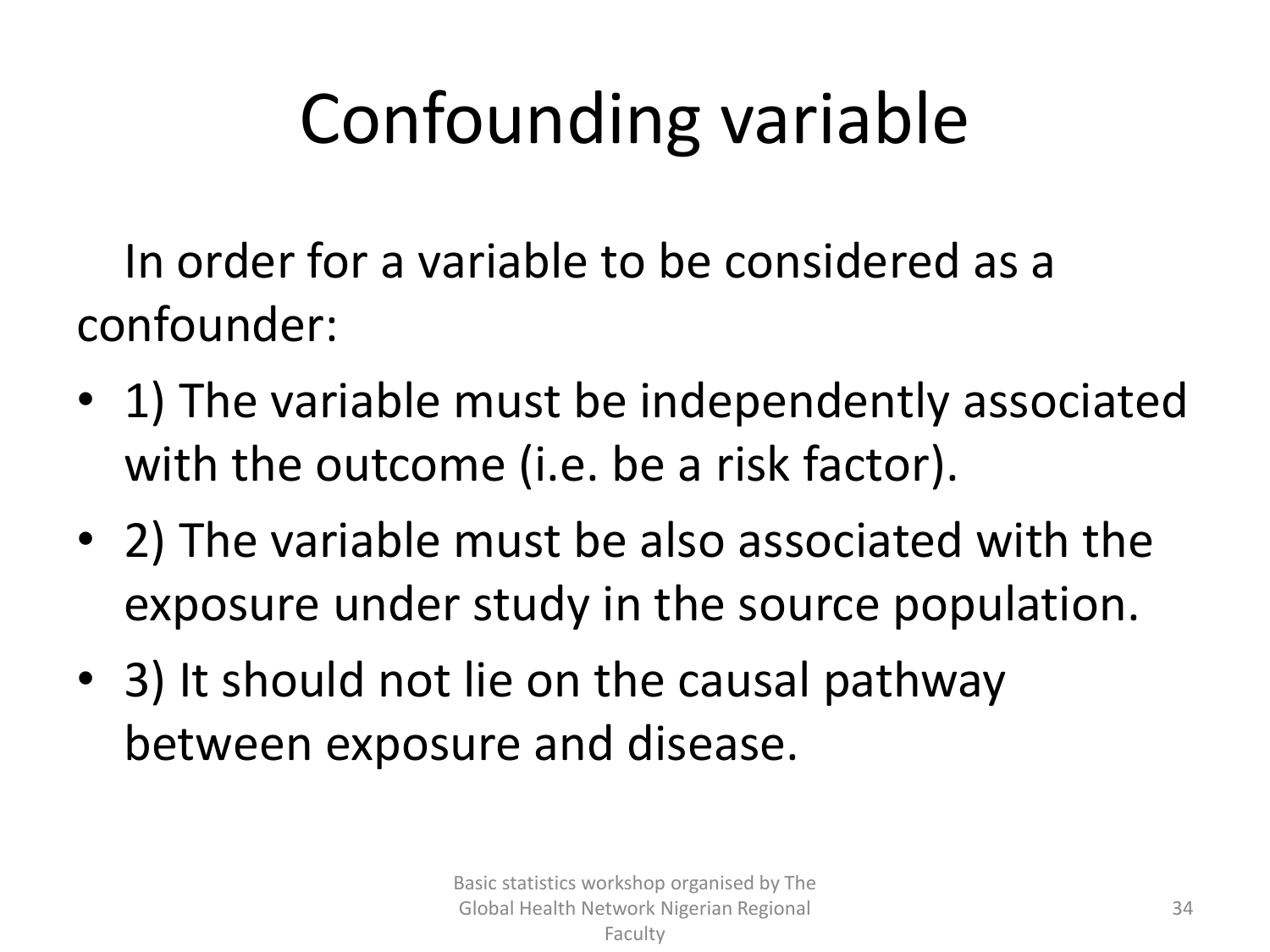# Confounding variable

In order for a variable to be considered as a confounder:

- 1) The variable must be independently associated with the outcome (i.e. be a risk factor).
- 2) The variable must be also associated with the exposure under study in the source population.
- 3) It should not lie on the causal pathway between exposure and disease.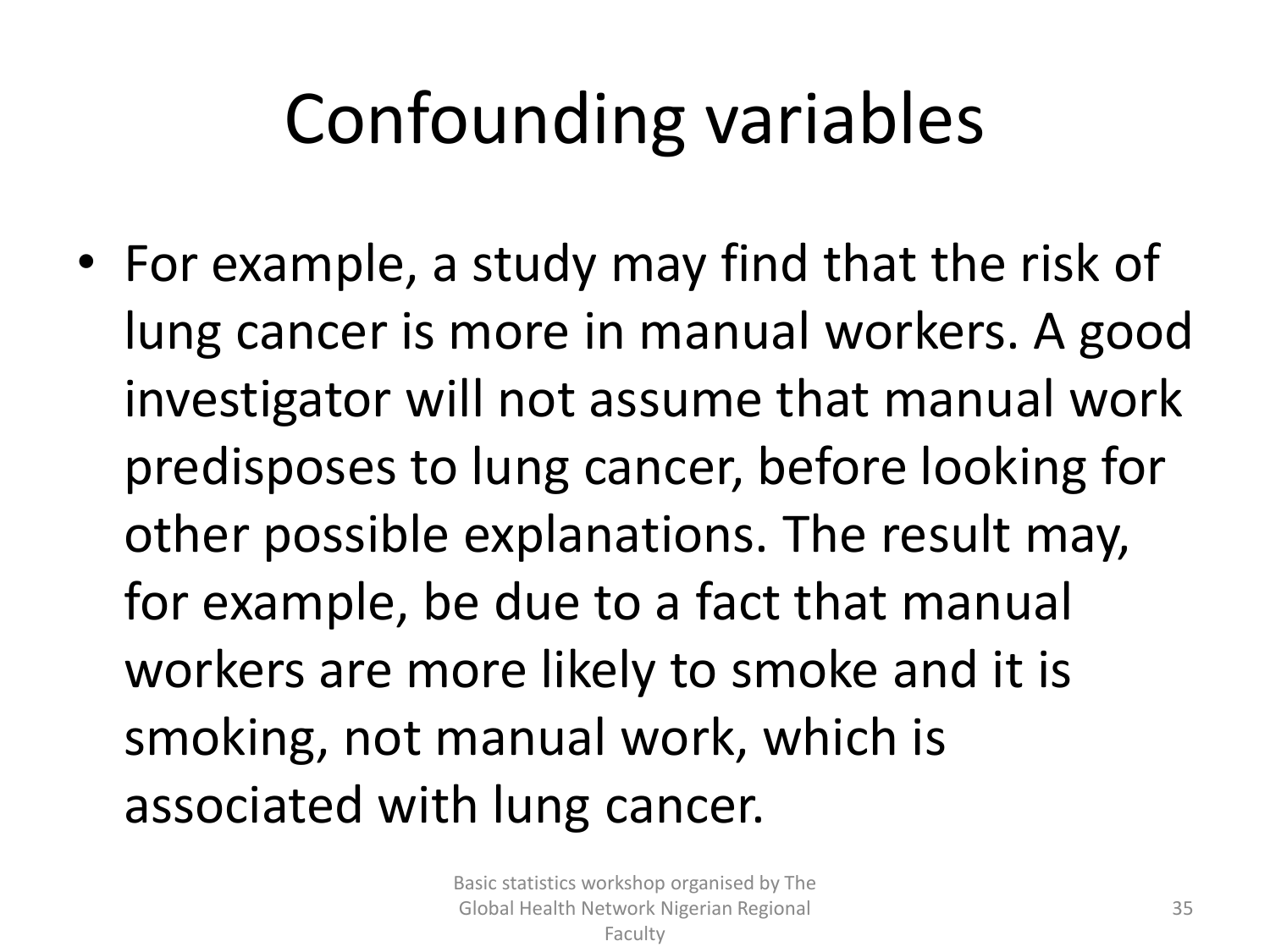# Confounding variables

- For example, a study may find that the risk of lung cancer is more in manual workers. A good investigator will not assume that manual work predisposes to lung cancer, before looking for other possible explanations. The result may, for example, be due to a fact that manual workers are more likely to smoke and it is smoking, not manual work, which is associated with lung cancer.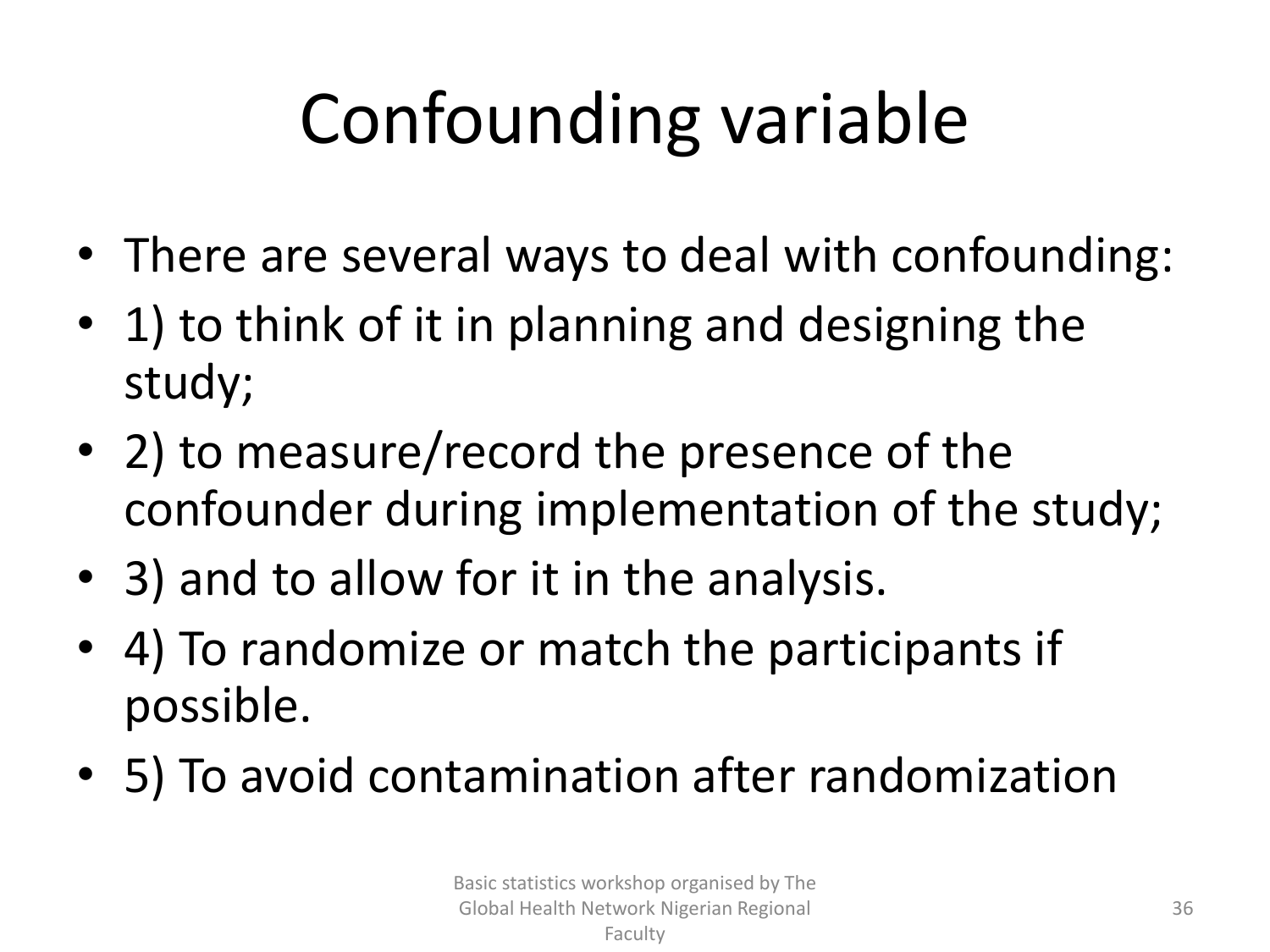# Confounding variable

- There are several ways to deal with confounding:
- 1) to think of it in planning and designing the study;
- 2) to measure/record the presence of the confounder during implementation of the study;
- 3) and to allow for it in the analysis.
- 4) To randomize or match the participants if possible.
- 5) To avoid contamination after randomization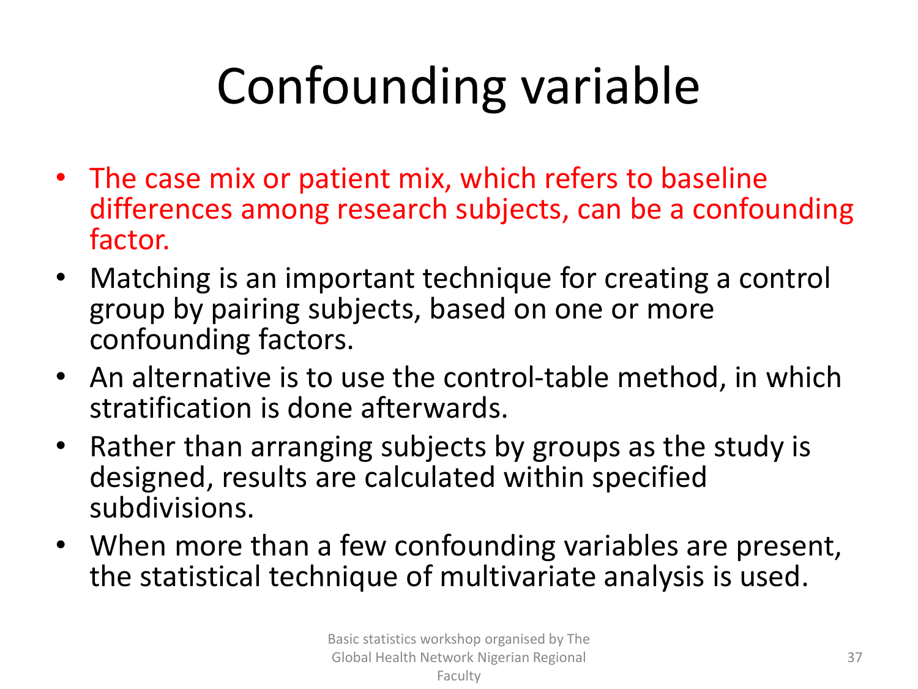# Confounding variable

- The case mix or patient mix, which refers to baseline differences among research subjects, can be a confounding factor.
- Matching is an important technique for creating a control group by pairing subjects, based on one or more confounding factors.
- An alternative is to use the control-table method, in which stratification is done afterwards.
- Rather than arranging subjects by groups as the study is designed, results are calculated within specified subdivisions.
- When more than a few confounding variables are present, the statistical technique of multivariate analysis is used.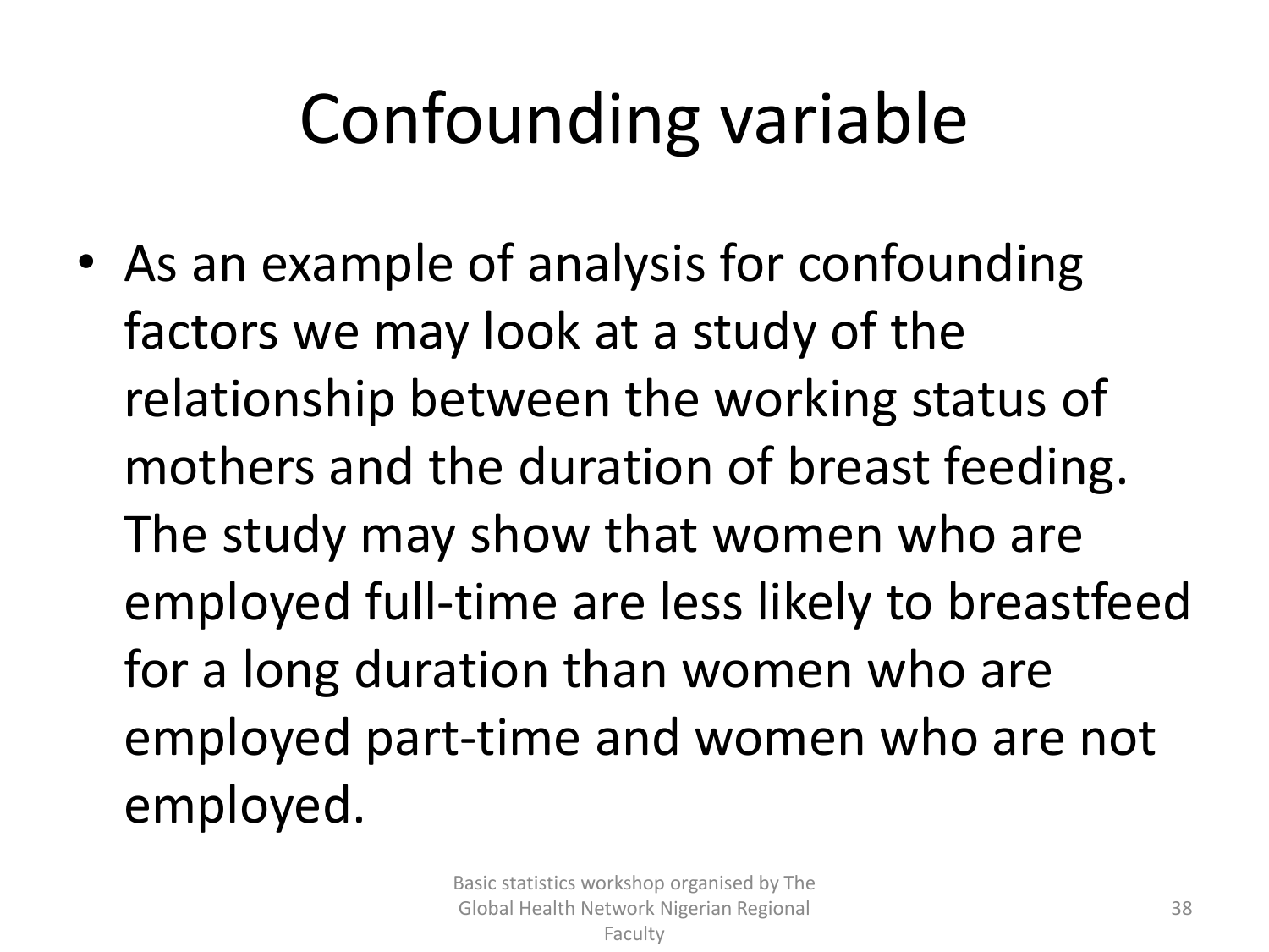# Confounding variable

- As an example of analysis for confounding factors we may look at a study of the relationship between the working status of mothers and the duration of breast feeding. The study may show that women who are employed full-time are less likely to breastfeed for a long duration than women who are employed part-time and women who are not employed.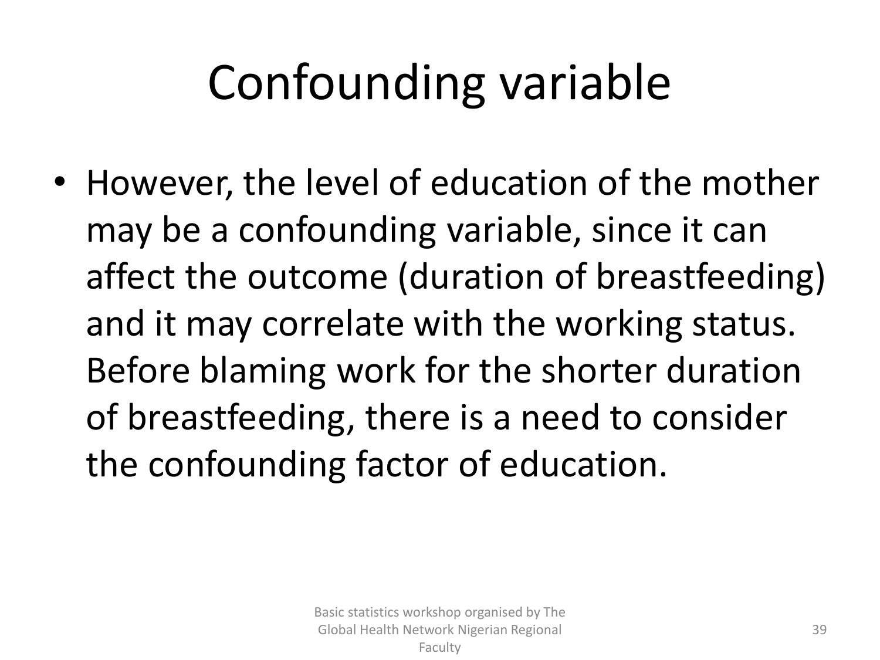# Confounding variable

- However, the level of education of the mother may be a confounding variable, since it can affect the outcome (duration of breastfeeding) and it may correlate with the working status. Before blaming work for the shorter duration of breastfeeding, there is a need to consider the confounding factor of education.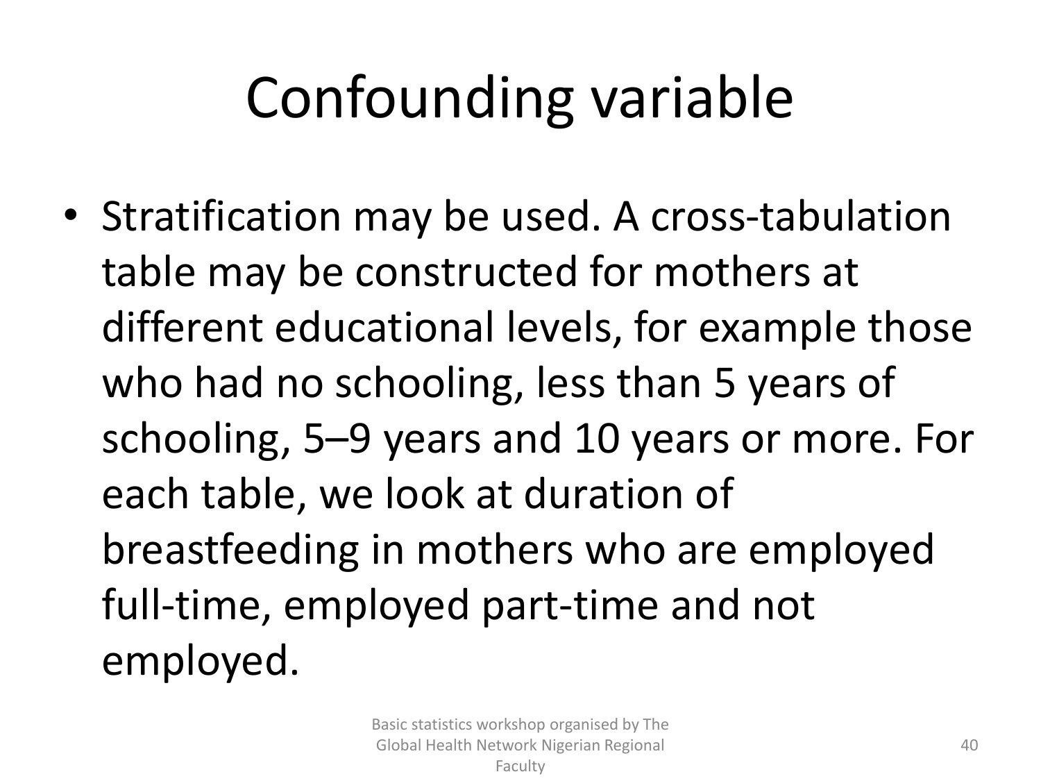# Confounding variable

- Stratification may be used. A cross-tabulation table may be constructed for mothers at different educational levels, for example those who had no schooling, less than 5 years of schooling, 5–9 years and 10 years or more. For each table, we look at duration of breastfeeding in mothers who are employed full-time, employed part-time and not employed.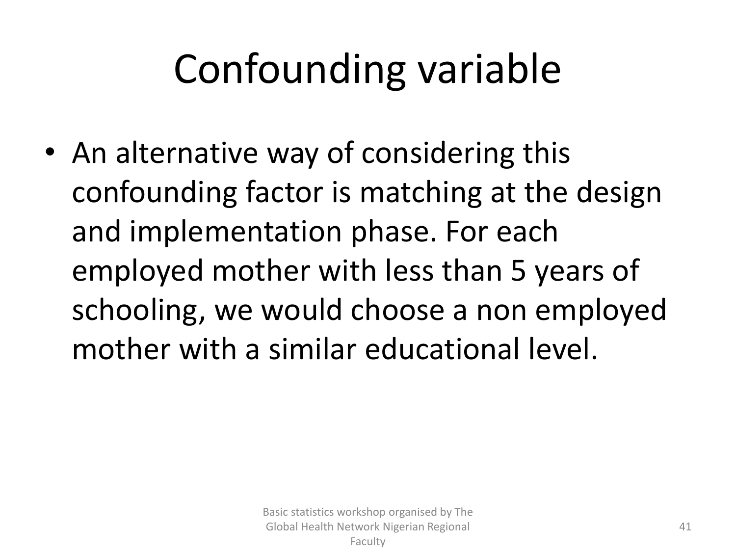# Confounding variable

- An alternative way of considering this confounding factor is matching at the design and implementation phase. For each employed mother with less than 5 years of schooling, we would choose a non employed mother with a similar educational level.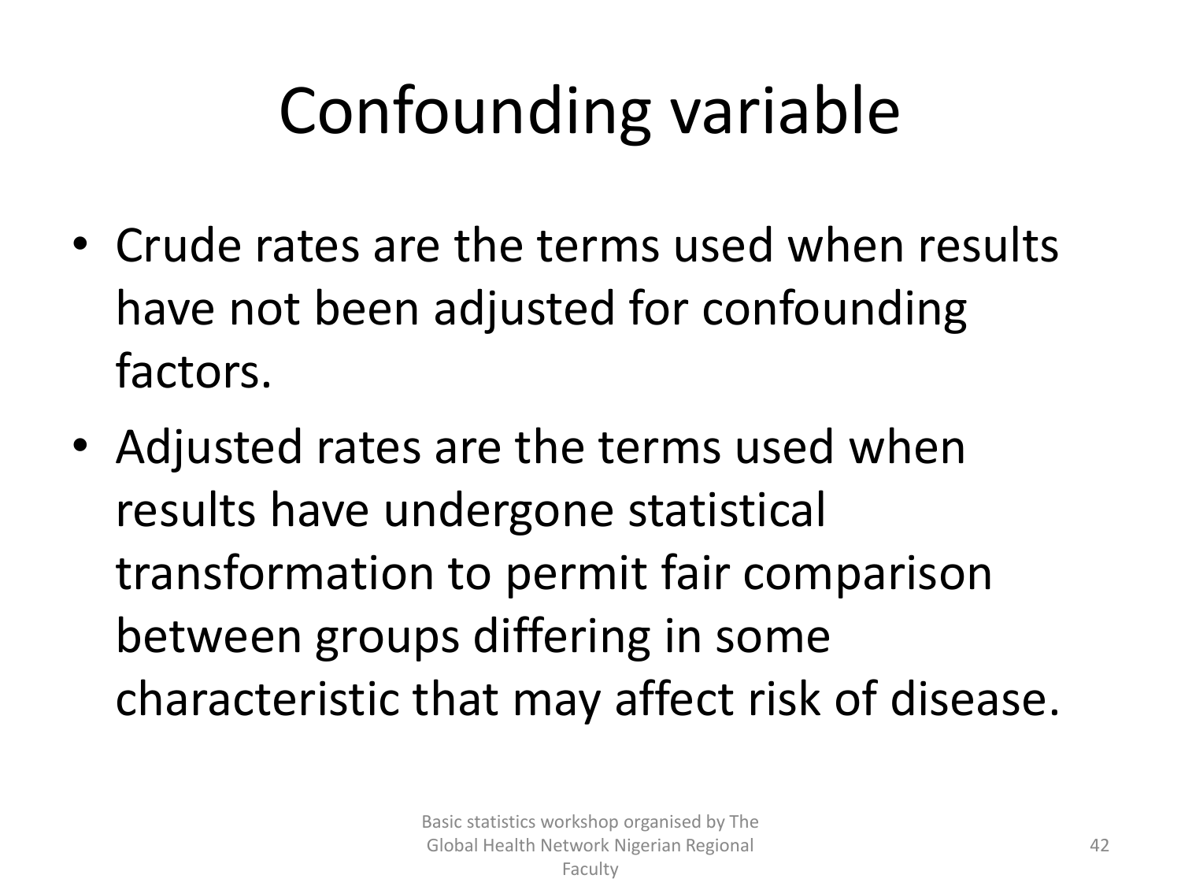# Confounding variable

- Crude rates are the terms used when results have not been adjusted for confounding factors.
- Adjusted rates are the terms used when results have undergone statistical transformation to permit fair comparison between groups differing in some characteristic that may affect risk of disease.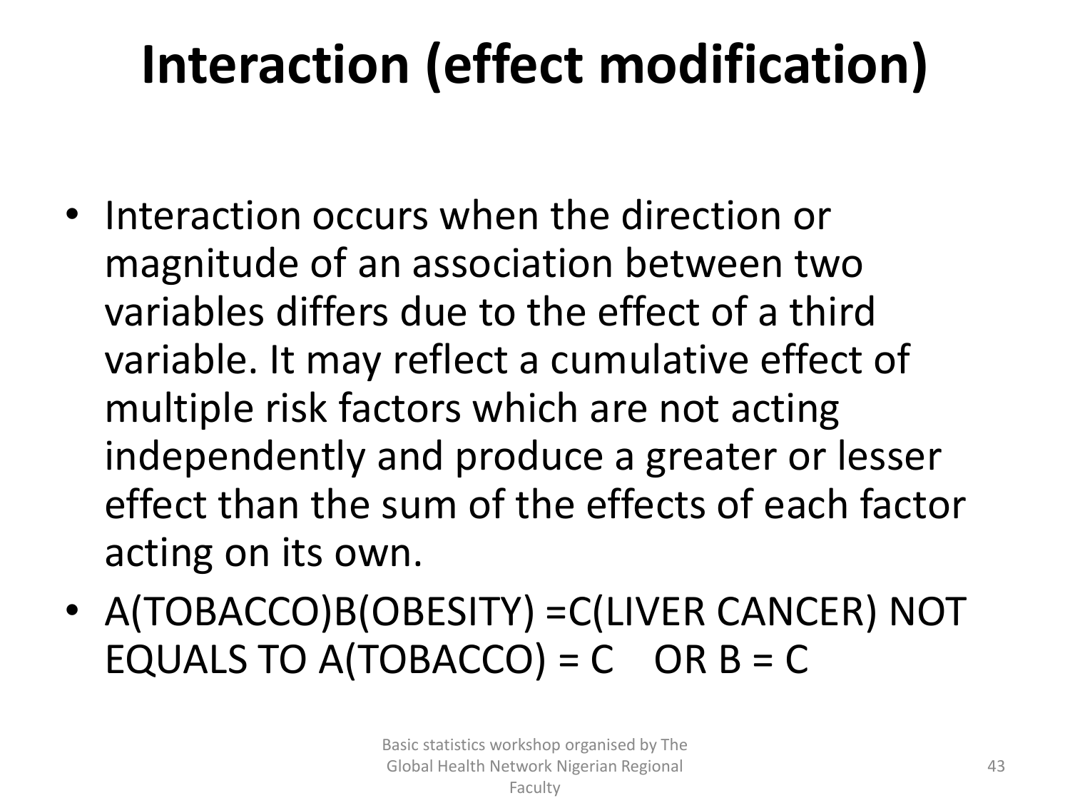# Interaction (effect modification)

- Interaction occurs when the direction or magnitude of an association between two variables differs due to the effect of a third variable. It may reflect a cumulative effect of multiple risk factors which are not acting independently and produce a greater or lesser effect than the sum of the effects of each factor acting on its own.
- A(TOBACCO)B(OBESITY) =C(LIVER CANCER) NOT EQUALS TO A(TOBACCO) = C    OR B = C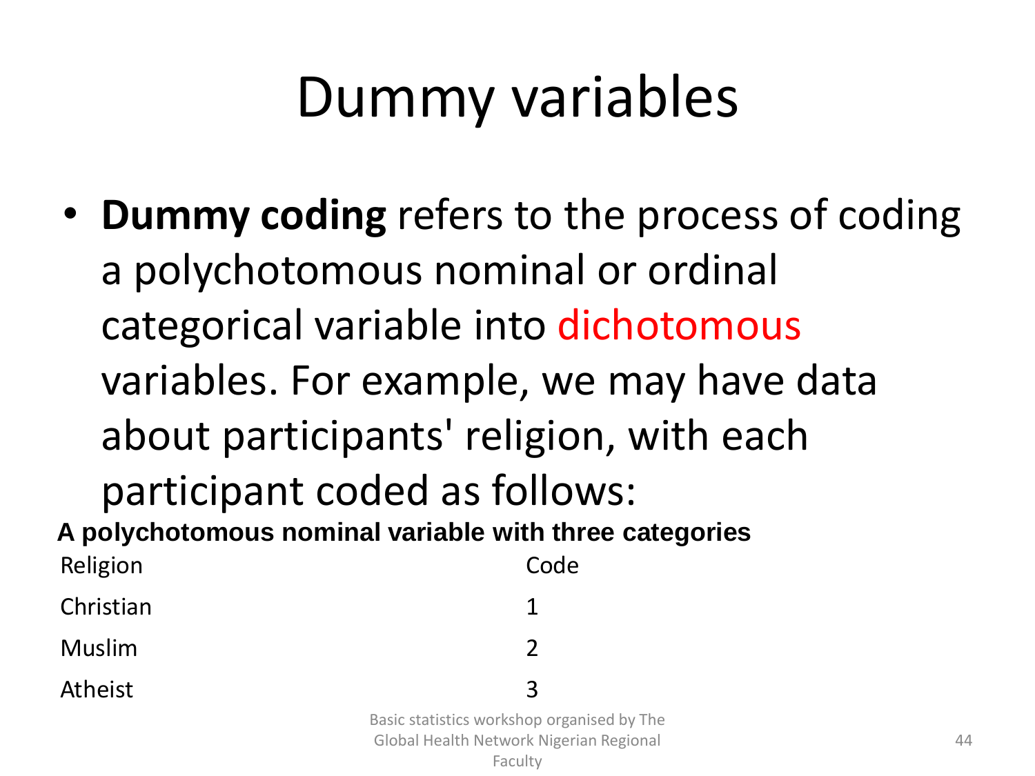# Dummy variables

- **Dummy coding** refers to the process of coding a polychotomous nominal or ordinal categorical variable into dichotomous variables. For example, we may have data about participants' religion, with each participant coded as follows:

**A polychotomous nominal variable with three categories**

| Religion | Code |
|---|---|
| Christian | 1 |
| Muslim | 2 |
| Atheist | 3 |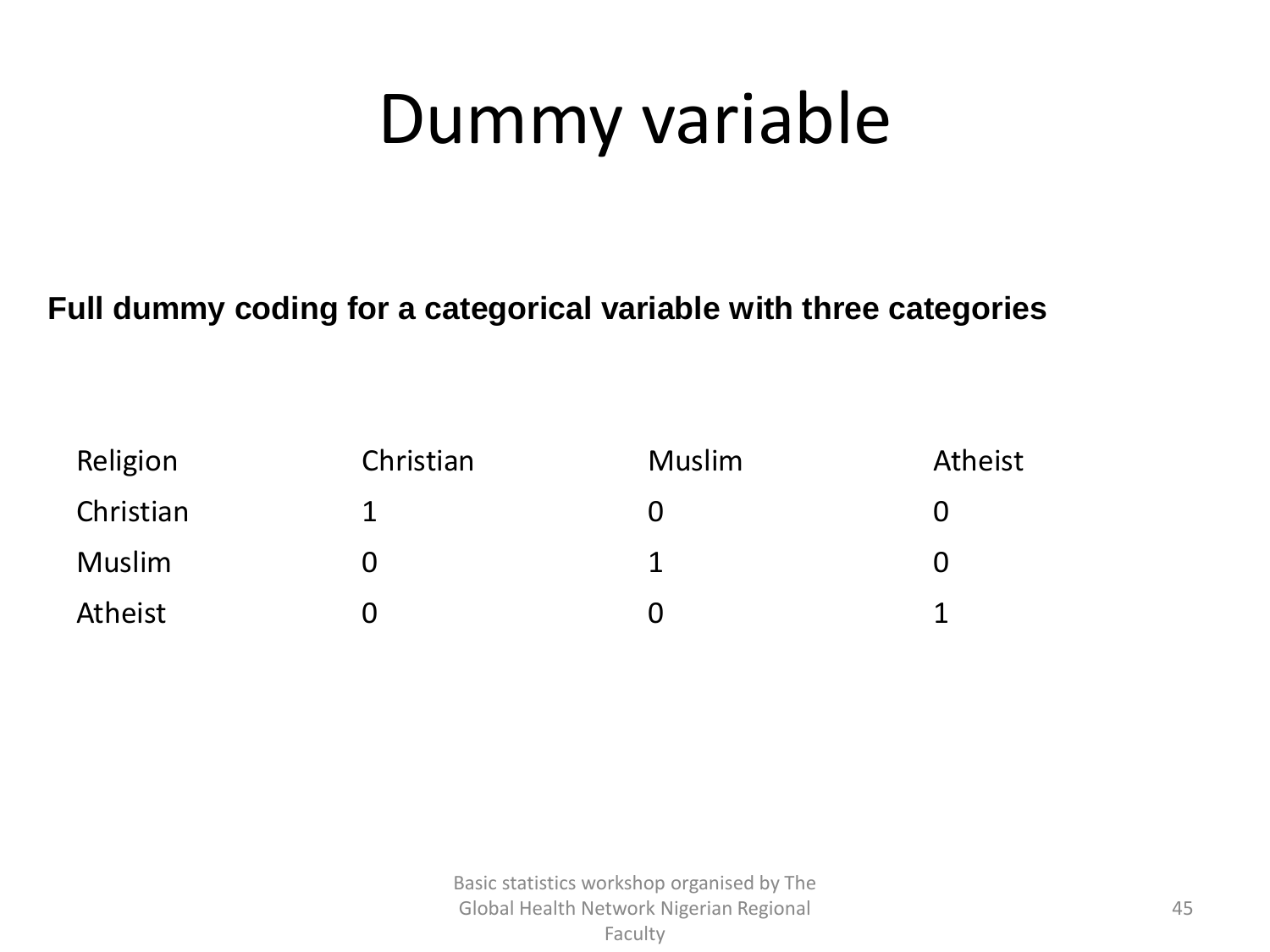# Dummy variable

**Full dummy coding for a categorical variable with three categories**

| Religion | Christian | Muslim | Atheist |
|---|---|---|---|
| Christian | 1 | 0 | 0 |
| Muslim | 0 | 1 | 0 |
| Atheist | 0 | 0 | 1 |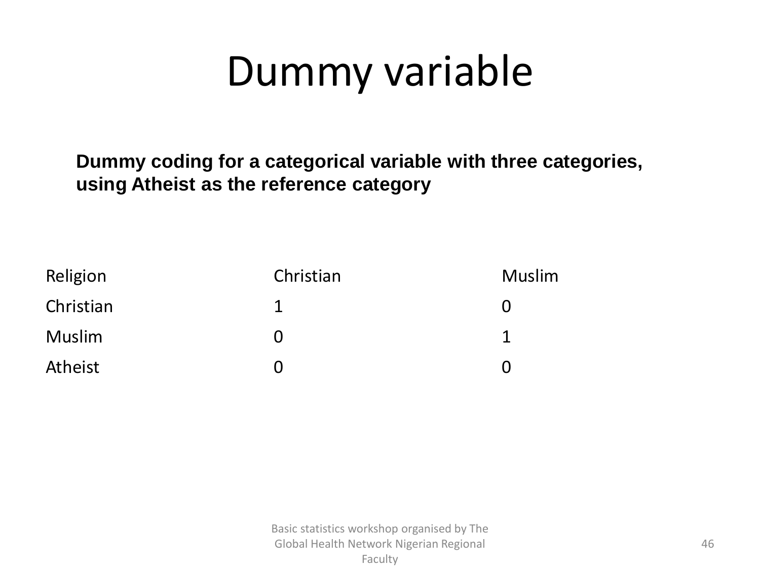# Dummy variable

**Dummy coding for a categorical variable with three categories, using Atheist as the reference category**

| Religion | Christian | Muslim |
| --- | --- | --- |
| Christian | 1 | 0 |
| Muslim | 0 | 1 |
| Atheist | 0 | 0 |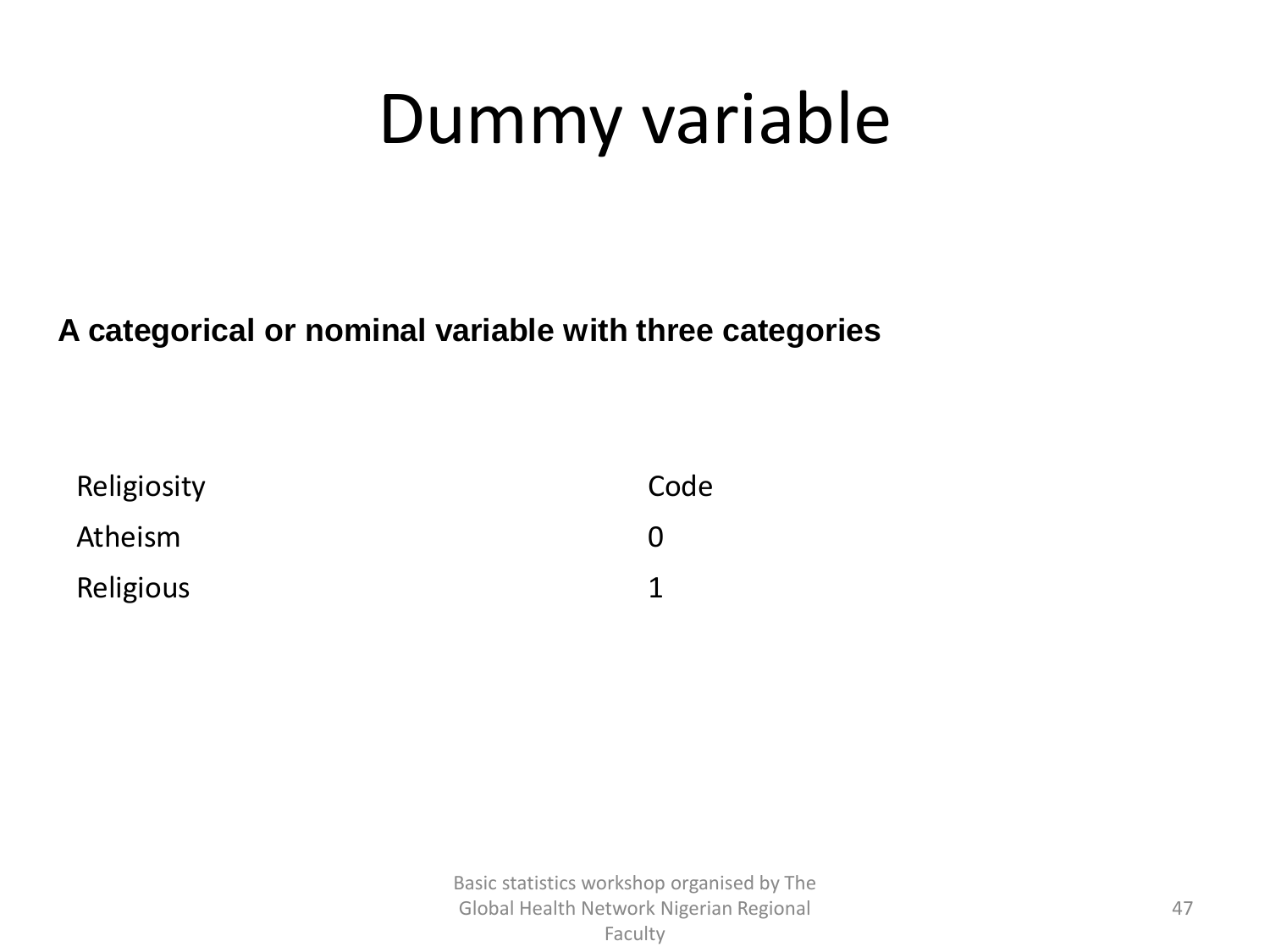# Dummy variable

**A categorical or nominal variable with three categories**

| Religiosity | Code |
|---|---|
| Atheism | 0 |
| Religious | 1 |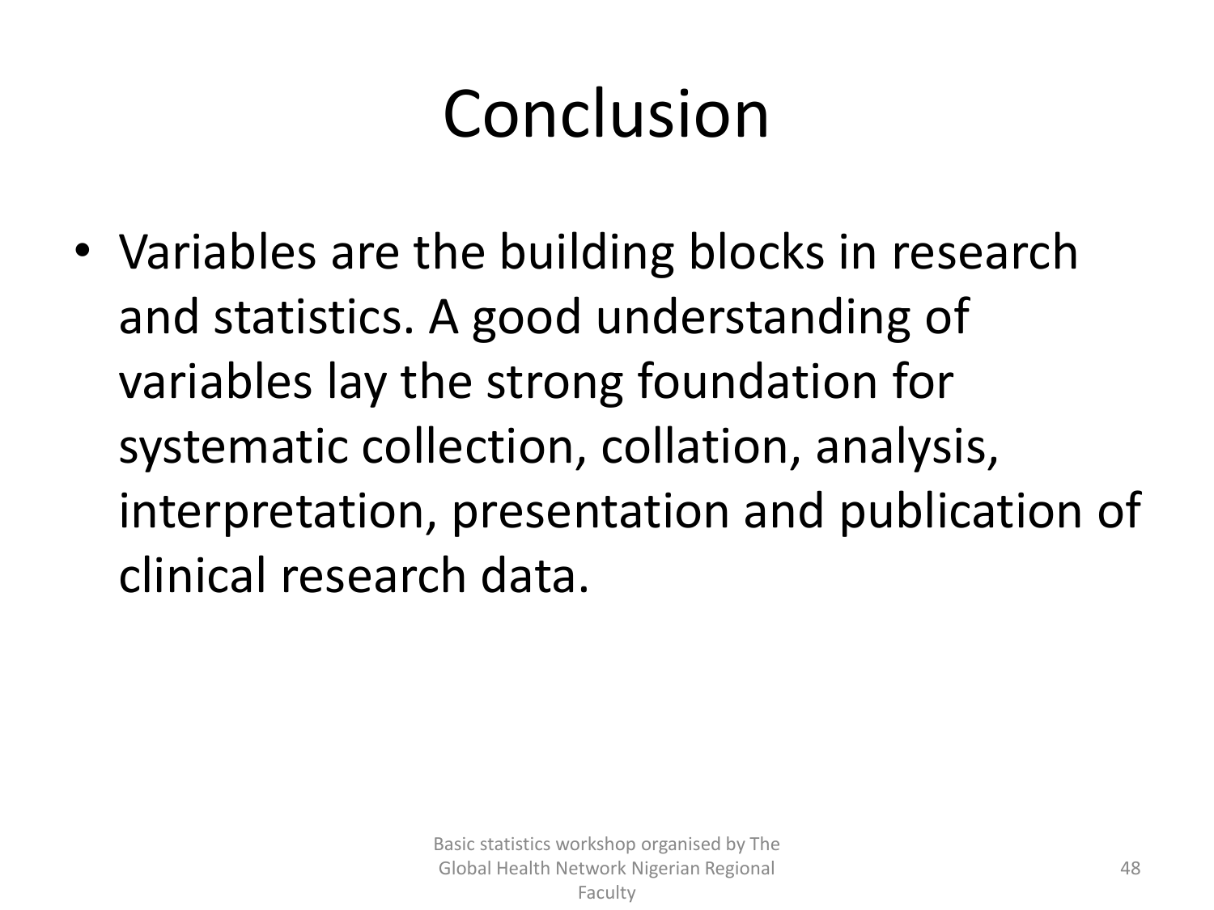# Conclusion

- Variables are the building blocks in research and statistics. A good understanding of variables lay the strong foundation for systematic collection, collation, analysis, interpretation, presentation and publication of clinical research data.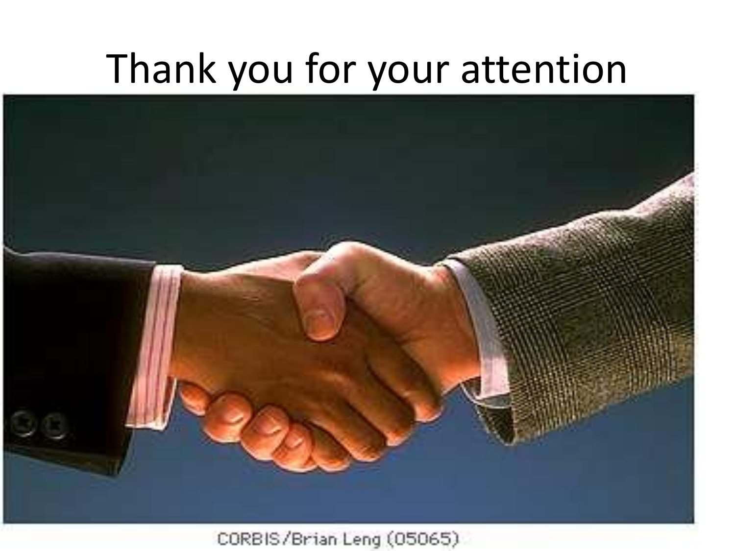# Thank you for your attention

CORBIS/Brian Leng (05065)